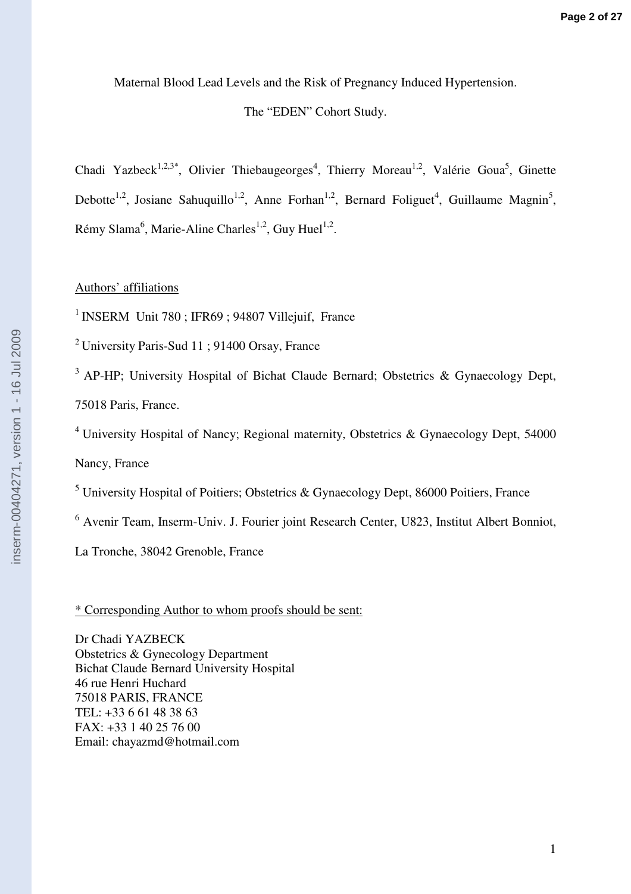# Maternal Blood Lead Levels and the Risk of Pregnancy Induced Hypertension.

## The "EDEN" Cohort Study.

Chadi Yazbeck[1,2,3*], Olivier Thiebaugeorges[4], Thierry Moreau[1,2], Valérie Goua[5], Ginette Debotte[1,2], Josiane Sahuquillo[1,2], Anne Forhan[1,2], Bernard Foliguet[4], Guillaume Magnin[5], Rémy Slama[6], Marie-Aline Charles[1,2], Guy Huel[1,2].

Authors' affiliations

[1] INSERM Unit 780 ; IFR69 ; 94807 Villejuif, France

[2] University Paris-Sud 11 ; 91400 Orsay, France

[3] AP-HP; University Hospital of Bichat Claude Bernard; Obstetrics & Gynaecology Dept, 75018 Paris, France.

[4] University Hospital of Nancy; Regional maternity, Obstetrics & Gynaecology Dept, 54000 Nancy, France

[5] University Hospital of Poitiers; Obstetrics & Gynaecology Dept, 86000 Poitiers, France

[6] Avenir Team, Inserm-Univ. J. Fourier joint Research Center, U823, Institut Albert Bonniot, La Tronche, 38042 Grenoble, France

\* Corresponding Author to whom proofs should be sent:

Dr Chadi YAZBECK
Obstetrics & Gynecology Department
Bichat Claude Bernard University Hospital
46 rue Henri Huchard
75018 PARIS, FRANCE
TEL: +33 6 61 48 38 63
FAX: +33 1 40 25 76 00
Email: chayazmd@hotmail.com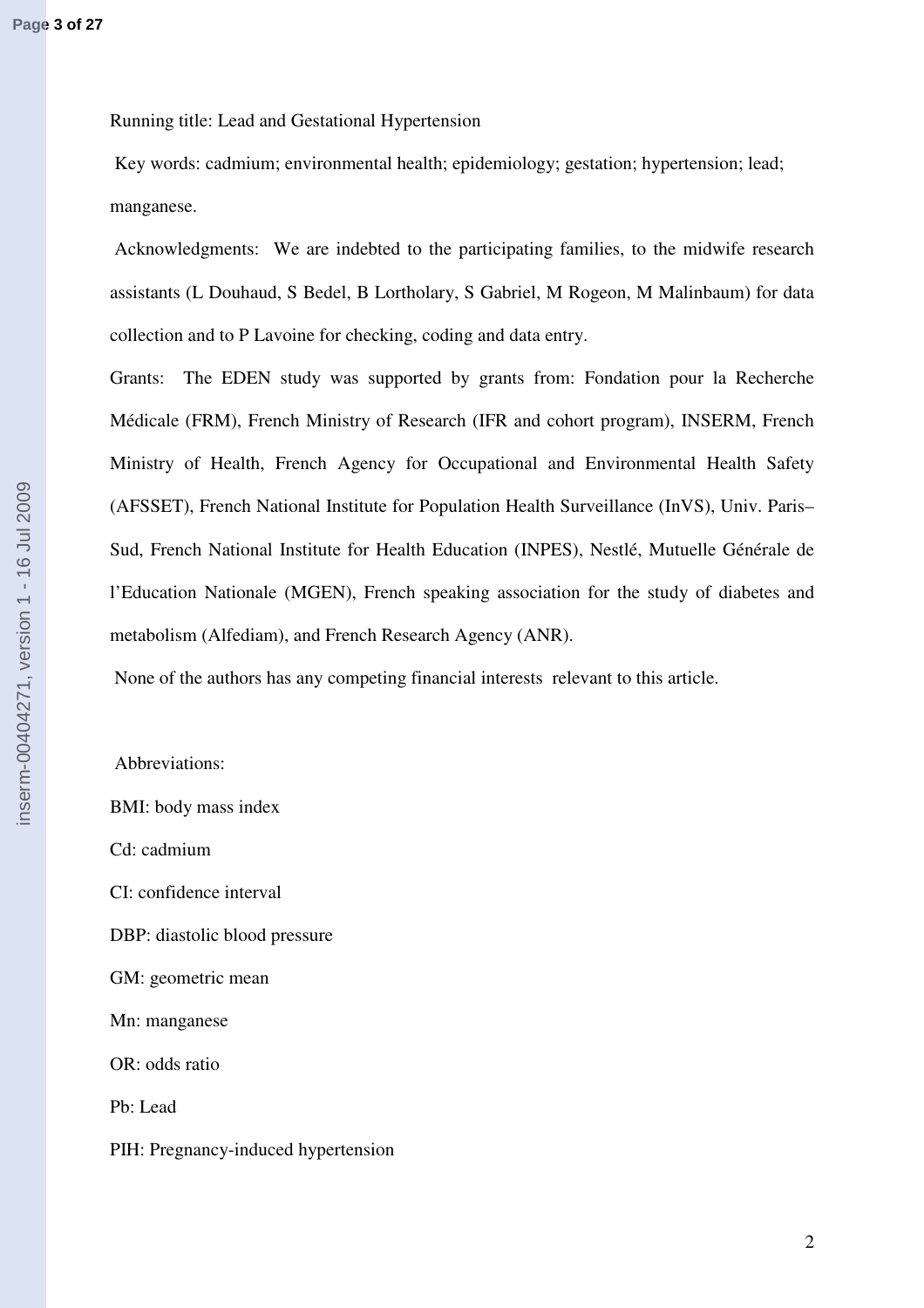Running title: Lead and Gestational Hypertension

Key words: cadmium; environmental health; epidemiology; gestation; hypertension; lead; manganese.

Acknowledgments: We are indebted to the participating families, to the midwife research assistants (L Douhaud, S Bedel, B Lortholary, S Gabriel, M Rogeon, M Malinbaum) for data collection and to P Lavoine for checking, coding and data entry.

Grants: The EDEN study was supported by grants from: Fondation pour la Recherche Médicale (FRM), French Ministry of Research (IFR and cohort program), INSERM, French Ministry of Health, French Agency for Occupational and Environmental Health Safety (AFSSET), French National Institute for Population Health Surveillance (InVS), Univ. Paris–Sud, French National Institute for Health Education (INPES), Nestlé, Mutuelle Générale de l'Education Nationale (MGEN), French speaking association for the study of diabetes and metabolism (Alfediam), and French Research Agency (ANR).

None of the authors has any competing financial interests relevant to this article.

Abbreviations:

BMI: body mass index

Cd: cadmium

CI: confidence interval

DBP: diastolic blood pressure

GM: geometric mean

Mn: manganese

OR: odds ratio

Pb: Lead

PIH: Pregnancy-induced hypertension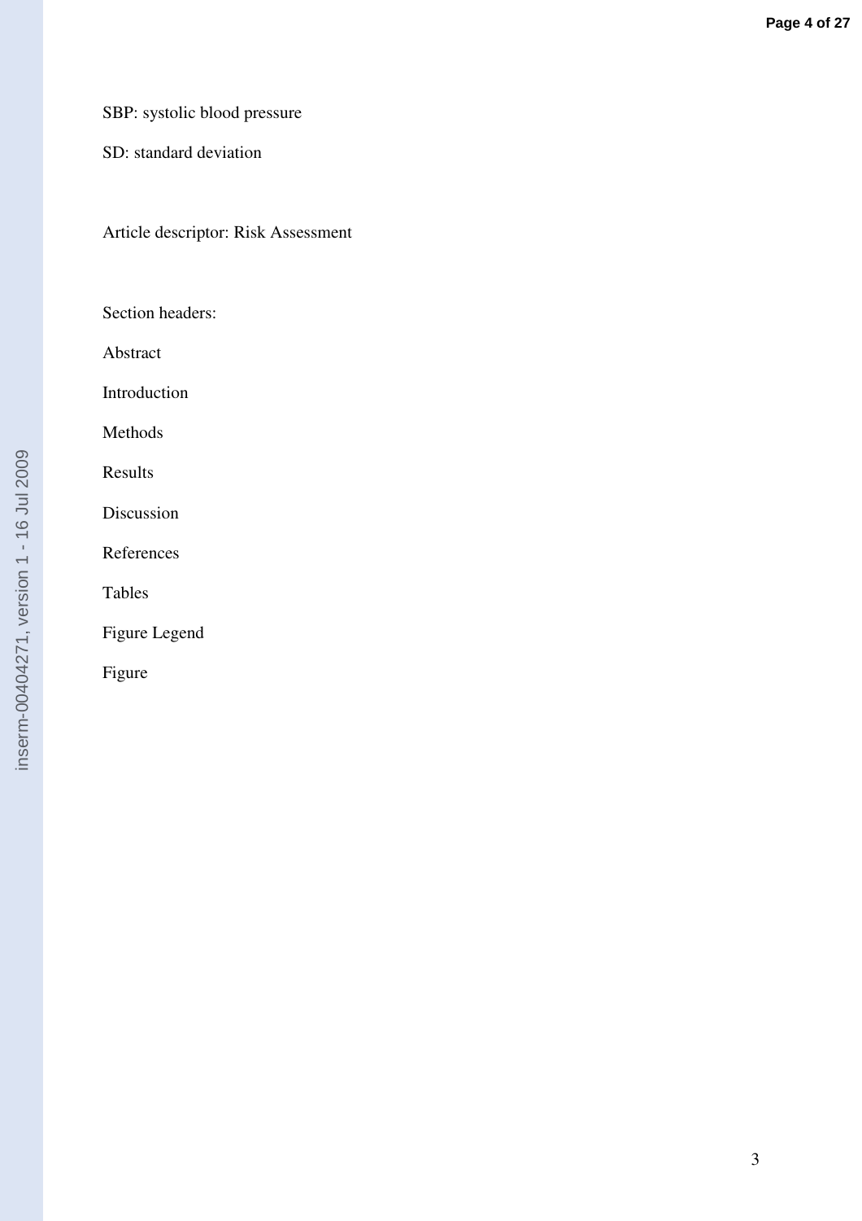SBP: systolic blood pressure

SD: standard deviation

Article descriptor: Risk Assessment

Section headers:

Abstract

Introduction

Methods

Results

Discussion

References

Tables

Figure Legend

Figure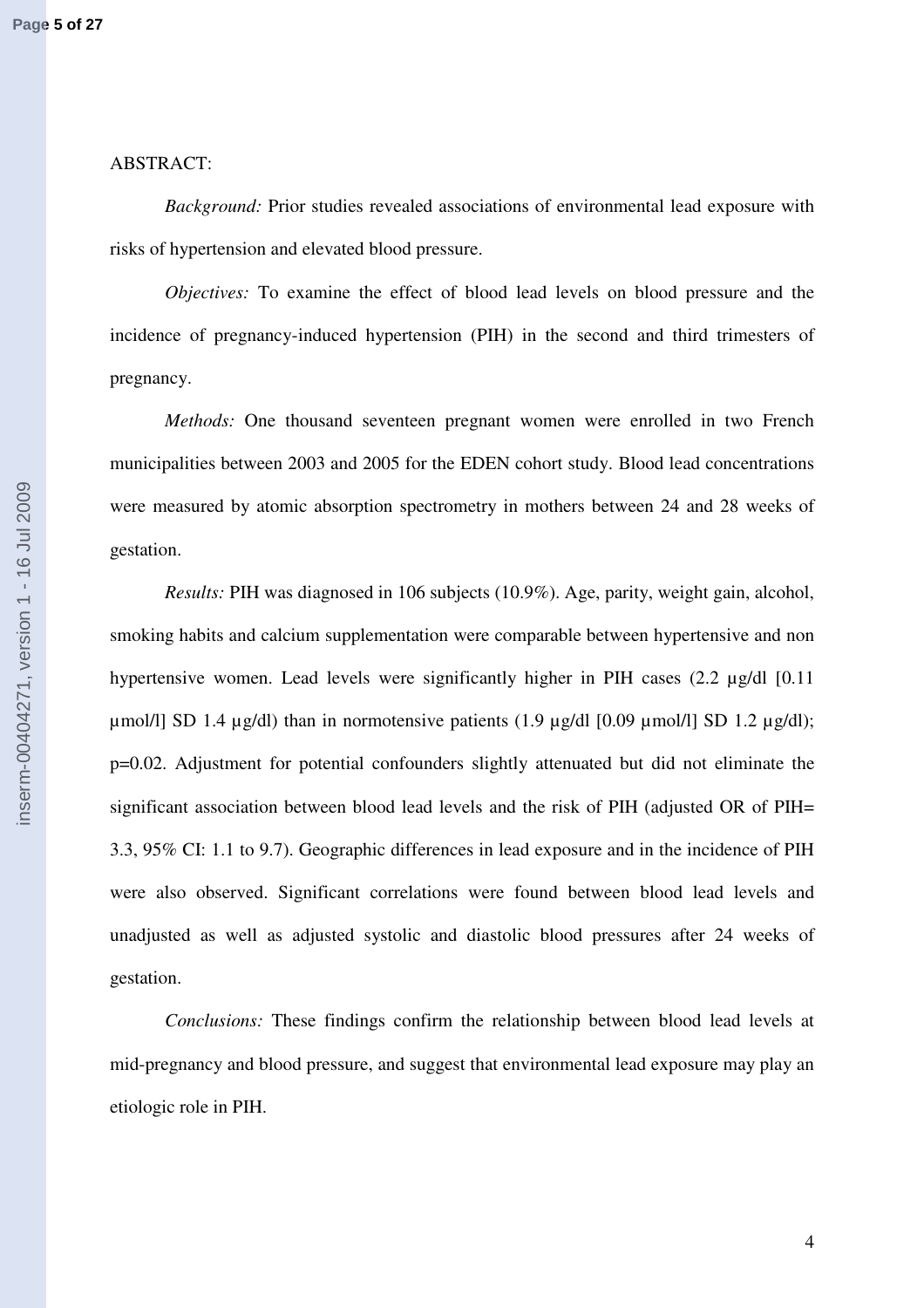ABSTRACT:

*Background:* Prior studies revealed associations of environmental lead exposure with risks of hypertension and elevated blood pressure.

*Objectives:* To examine the effect of blood lead levels on blood pressure and the incidence of pregnancy-induced hypertension (PIH) in the second and third trimesters of pregnancy.

*Methods:* One thousand seventeen pregnant women were enrolled in two French municipalities between 2003 and 2005 for the EDEN cohort study. Blood lead concentrations were measured by atomic absorption spectrometry in mothers between 24 and 28 weeks of gestation.

*Results:* PIH was diagnosed in 106 subjects (10.9%). Age, parity, weight gain, alcohol, smoking habits and calcium supplementation were comparable between hypertensive and non hypertensive women. Lead levels were significantly higher in PIH cases (2.2 µg/dl [0.11 µmol/l] SD 1.4 µg/dl) than in normotensive patients (1.9 µg/dl [0.09 µmol/l] SD 1.2 µg/dl); p=0.02. Adjustment for potential confounders slightly attenuated but did not eliminate the significant association between blood lead levels and the risk of PIH (adjusted OR of PIH= 3.3, 95% CI: 1.1 to 9.7). Geographic differences in lead exposure and in the incidence of PIH were also observed. Significant correlations were found between blood lead levels and unadjusted as well as adjusted systolic and diastolic blood pressures after 24 weeks of gestation.

*Conclusions:* These findings confirm the relationship between blood lead levels at mid-pregnancy and blood pressure, and suggest that environmental lead exposure may play an etiologic role in PIH.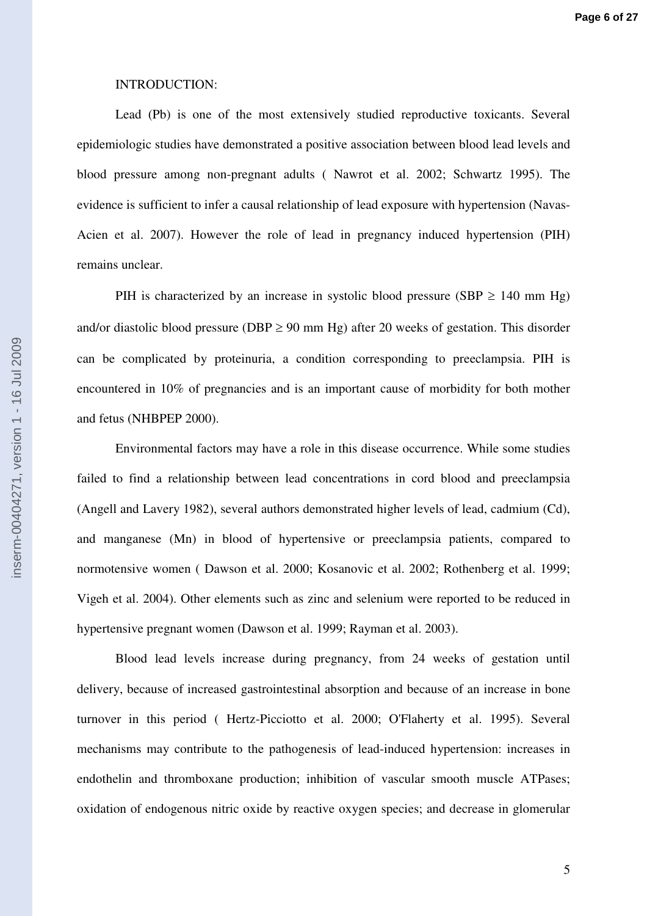INTRODUCTION:

Lead (Pb) is one of the most extensively studied reproductive toxicants. Several epidemiologic studies have demonstrated a positive association between blood lead levels and blood pressure among non-pregnant adults ( Nawrot et al. 2002; Schwartz 1995). The evidence is sufficient to infer a causal relationship of lead exposure with hypertension (Navas-Acien et al. 2007). However the role of lead in pregnancy induced hypertension (PIH) remains unclear.

PIH is characterized by an increase in systolic blood pressure (SBP $\geq$ 140 mm Hg) and/or diastolic blood pressure (DBP $\geq$ 90 mm Hg) after 20 weeks of gestation. This disorder can be complicated by proteinuria, a condition corresponding to preeclampsia. PIH is encountered in 10% of pregnancies and is an important cause of morbidity for both mother and fetus (NHBPEP 2000).

Environmental factors may have a role in this disease occurrence. While some studies failed to find a relationship between lead concentrations in cord blood and preeclampsia (Angell and Lavery 1982), several authors demonstrated higher levels of lead, cadmium (Cd), and manganese (Mn) in blood of hypertensive or preeclampsia patients, compared to normotensive women ( Dawson et al. 2000; Kosanovic et al. 2002; Rothenberg et al. 1999; Vigeh et al. 2004). Other elements such as zinc and selenium were reported to be reduced in hypertensive pregnant women (Dawson et al. 1999; Rayman et al. 2003).

Blood lead levels increase during pregnancy, from 24 weeks of gestation until delivery, because of increased gastrointestinal absorption and because of an increase in bone turnover in this period ( Hertz-Picciotto et al. 2000; O'Flaherty et al. 1995). Several mechanisms may contribute to the pathogenesis of lead-induced hypertension: increases in endothelin and thromboxane production; inhibition of vascular smooth muscle ATPases; oxidation of endogenous nitric oxide by reactive oxygen species; and decrease in glomerular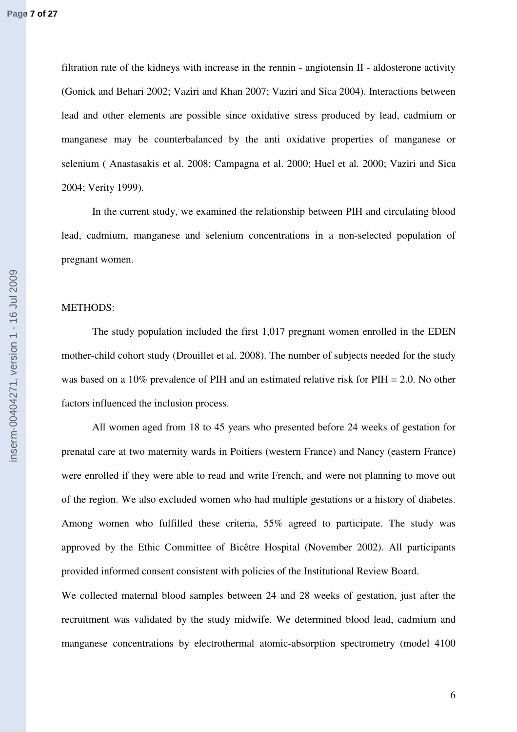filtration rate of the kidneys with increase in the rennin - angiotensin II - aldosterone activity (Gonick and Behari 2002; Vaziri and Khan 2007; Vaziri and Sica 2004). Interactions between lead and other elements are possible since oxidative stress produced by lead, cadmium or manganese may be counterbalanced by the anti oxidative properties of manganese or selenium ( Anastasakis et al. 2008; Campagna et al. 2000; Huel et al. 2000; Vaziri and Sica 2004; Verity 1999).

In the current study, we examined the relationship between PIH and circulating blood lead, cadmium, manganese and selenium concentrations in a non-selected population of pregnant women.

## METHODS:

The study population included the first 1,017 pregnant women enrolled in the EDEN mother-child cohort study (Drouillet et al. 2008). The number of subjects needed for the study was based on a 10% prevalence of PIH and an estimated relative risk for PIH = 2.0. No other factors influenced the inclusion process.

All women aged from 18 to 45 years who presented before 24 weeks of gestation for prenatal care at two maternity wards in Poitiers (western France) and Nancy (eastern France) were enrolled if they were able to read and write French, and were not planning to move out of the region. We also excluded women who had multiple gestations or a history of diabetes. Among women who fulfilled these criteria, 55% agreed to participate. The study was approved by the Ethic Committee of Bicêtre Hospital (November 2002). All participants provided informed consent consistent with policies of the Institutional Review Board.

We collected maternal blood samples between 24 and 28 weeks of gestation, just after the recruitment was validated by the study midwife. We determined blood lead, cadmium and manganese concentrations by electrothermal atomic-absorption spectrometry (model 4100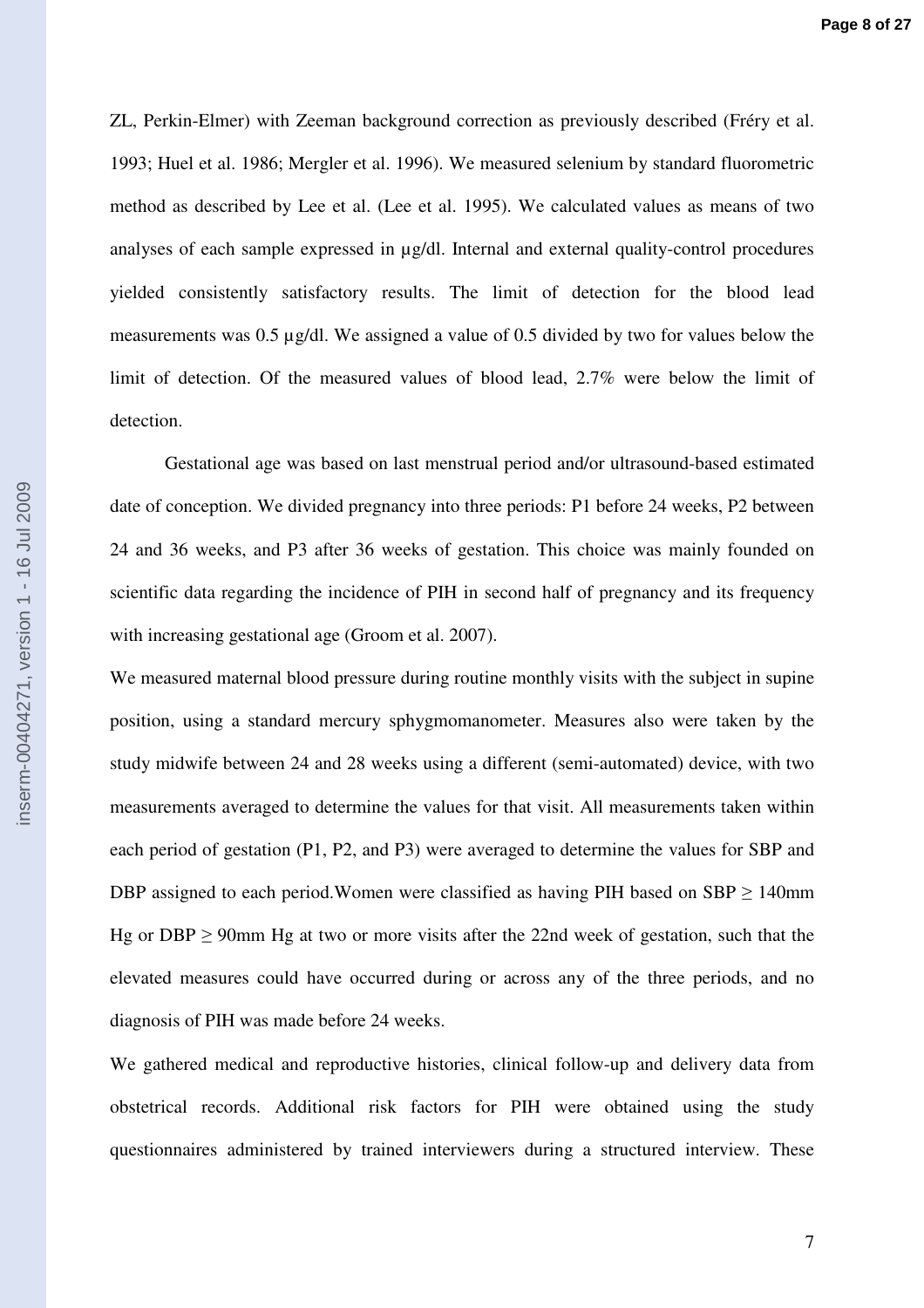ZL, Perkin-Elmer) with Zeeman background correction as previously described (Fréry et al. 1993; Huel et al. 1986; Mergler et al. 1996). We measured selenium by standard fluorometric method as described by Lee et al. (Lee et al. 1995). We calculated values as means of two analyses of each sample expressed in µg/dl. Internal and external quality-control procedures yielded consistently satisfactory results. The limit of detection for the blood lead measurements was 0.5 µg/dl. We assigned a value of 0.5 divided by two for values below the limit of detection. Of the measured values of blood lead, 2.7% were below the limit of detection.

Gestational age was based on last menstrual period and/or ultrasound-based estimated date of conception. We divided pregnancy into three periods: P1 before 24 weeks, P2 between 24 and 36 weeks, and P3 after 36 weeks of gestation. This choice was mainly founded on scientific data regarding the incidence of PIH in second half of pregnancy and its frequency with increasing gestational age (Groom et al. 2007).

We measured maternal blood pressure during routine monthly visits with the subject in supine position, using a standard mercury sphygmomanometer. Measures also were taken by the study midwife between 24 and 28 weeks using a different (semi-automated) device, with two measurements averaged to determine the values for that visit. All measurements taken within each period of gestation (P1, P2, and P3) were averaged to determine the values for SBP and DBP assigned to each period.Women were classified as having PIH based on SBP ≥ 140mm Hg or DBP ≥ 90mm Hg at two or more visits after the 22nd week of gestation, such that the elevated measures could have occurred during or across any of the three periods, and no diagnosis of PIH was made before 24 weeks.

We gathered medical and reproductive histories, clinical follow-up and delivery data from obstetrical records. Additional risk factors for PIH were obtained using the study questionnaires administered by trained interviewers during a structured interview. These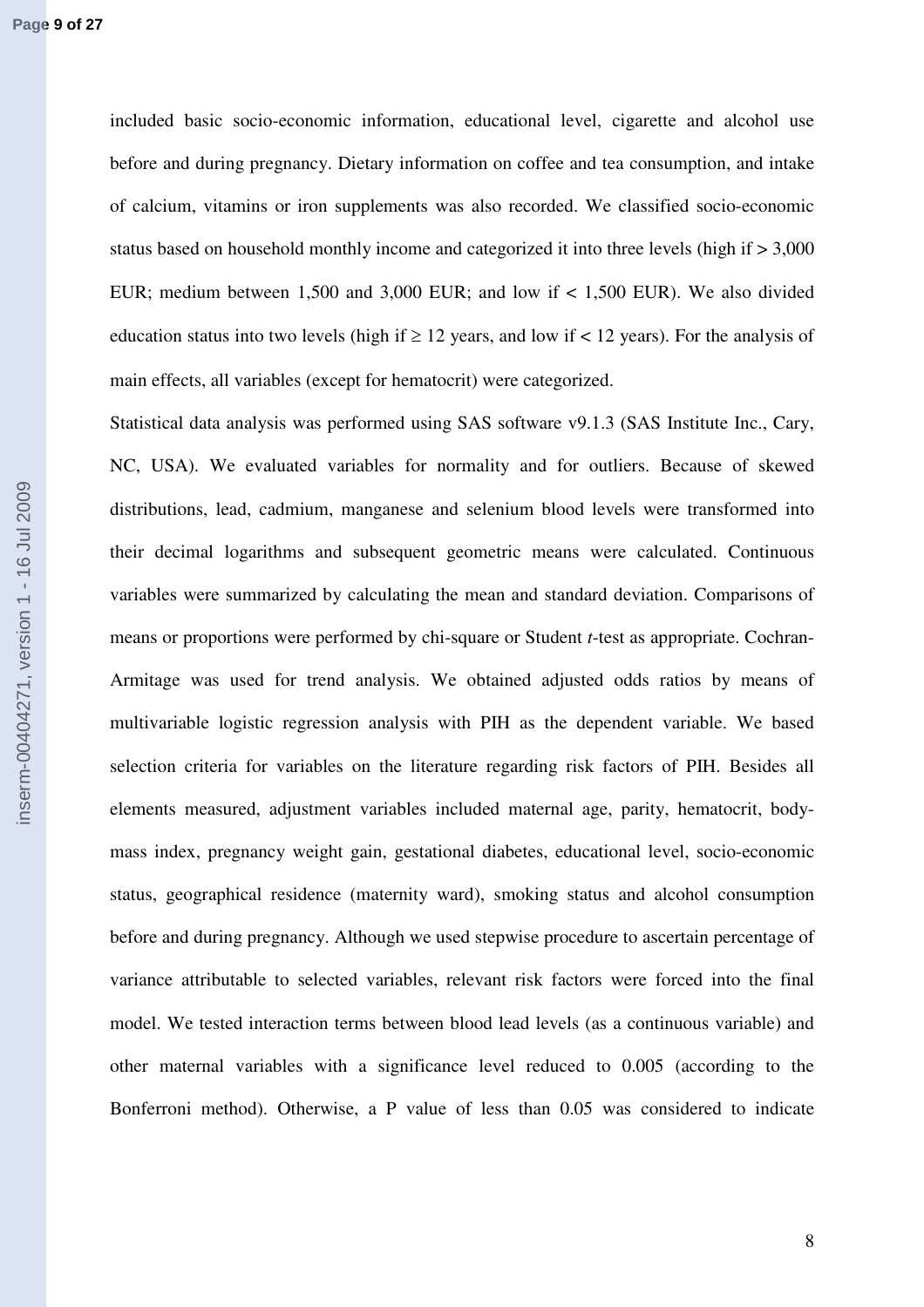included basic socio-economic information, educational level, cigarette and alcohol use before and during pregnancy. Dietary information on coffee and tea consumption, and intake of calcium, vitamins or iron supplements was also recorded. We classified socio-economic status based on household monthly income and categorized it into three levels (high if > 3,000 EUR; medium between 1,500 and 3,000 EUR; and low if < 1,500 EUR). We also divided education status into two levels (high if ≥ 12 years, and low if < 12 years). For the analysis of main effects, all variables (except for hematocrit) were categorized.

Statistical data analysis was performed using SAS software v9.1.3 (SAS Institute Inc., Cary, NC, USA). We evaluated variables for normality and for outliers. Because of skewed distributions, lead, cadmium, manganese and selenium blood levels were transformed into their decimal logarithms and subsequent geometric means were calculated. Continuous variables were summarized by calculating the mean and standard deviation. Comparisons of means or proportions were performed by chi-square or Student *t*-test as appropriate. Cochran-Armitage was used for trend analysis. We obtained adjusted odds ratios by means of multivariable logistic regression analysis with PIH as the dependent variable. We based selection criteria for variables on the literature regarding risk factors of PIH. Besides all elements measured, adjustment variables included maternal age, parity, hematocrit, body-mass index, pregnancy weight gain, gestational diabetes, educational level, socio-economic status, geographical residence (maternity ward), smoking status and alcohol consumption before and during pregnancy. Although we used stepwise procedure to ascertain percentage of variance attributable to selected variables, relevant risk factors were forced into the final model. We tested interaction terms between blood lead levels (as a continuous variable) and other maternal variables with a significance level reduced to 0.005 (according to the Bonferroni method). Otherwise, a P value of less than 0.05 was considered to indicate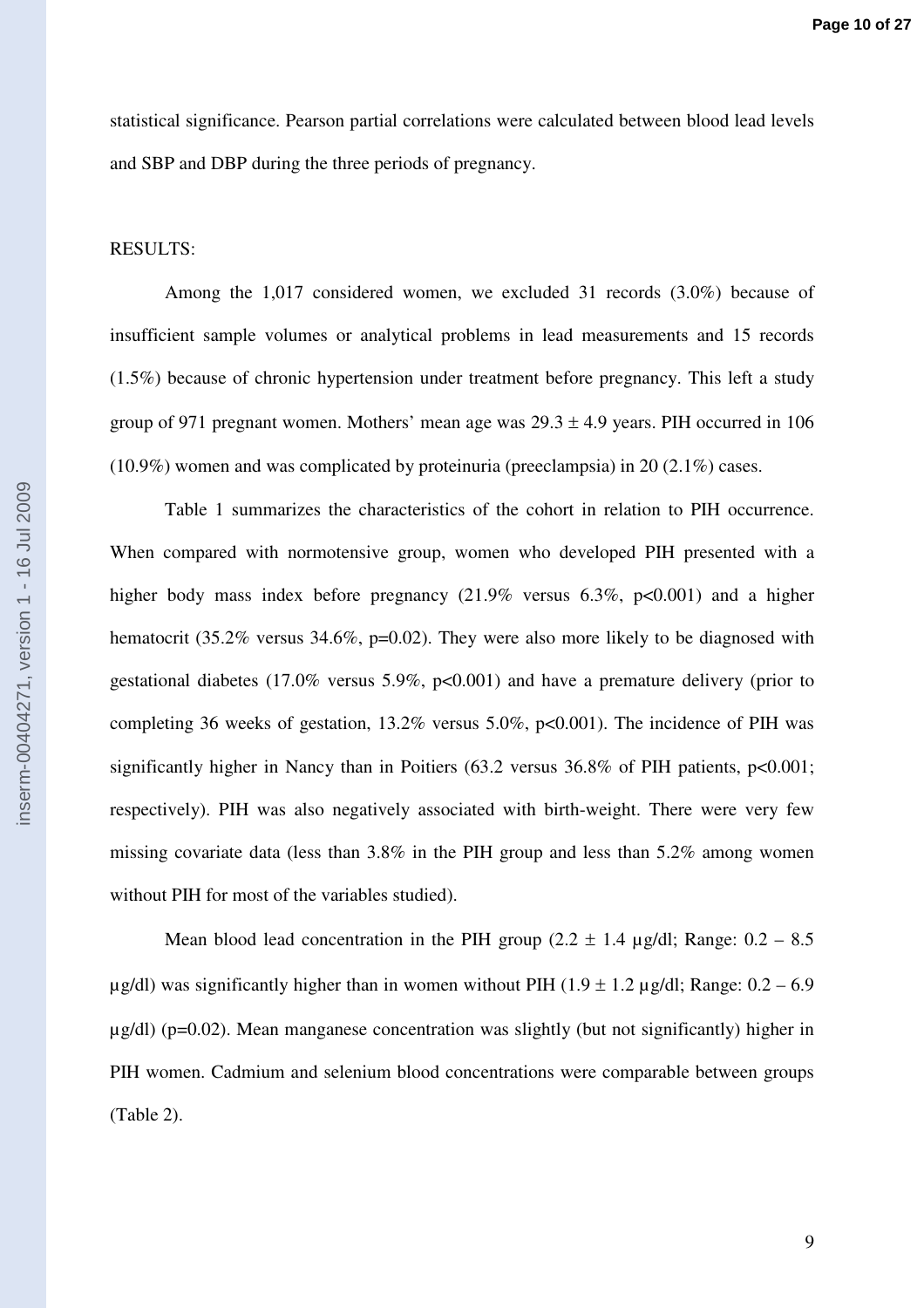statistical significance. Pearson partial correlations were calculated between blood lead levels and SBP and DBP during the three periods of pregnancy.

## RESULTS:

Among the 1,017 considered women, we excluded 31 records (3.0%) because of insufficient sample volumes or analytical problems in lead measurements and 15 records (1.5%) because of chronic hypertension under treatment before pregnancy. This left a study group of 971 pregnant women. Mothers' mean age was $29.3 \pm 4.9$ years. PIH occurred in 106 (10.9%) women and was complicated by proteinuria (preeclampsia) in 20 (2.1%) cases.

Table 1 summarizes the characteristics of the cohort in relation to PIH occurrence. When compared with normotensive group, women who developed PIH presented with a higher body mass index before pregnancy (21.9% versus 6.3%, $p<0.001$) and a higher hematocrit (35.2% versus 34.6%, $p=0.02$). They were also more likely to be diagnosed with gestational diabetes (17.0% versus 5.9%, $p<0.001$) and have a premature delivery (prior to completing 36 weeks of gestation, 13.2% versus 5.0%, $p<0.001$). The incidence of PIH was significantly higher in Nancy than in Poitiers (63.2 versus 36.8% of PIH patients, $p<0.001$; respectively). PIH was also negatively associated with birth-weight. There were very few missing covariate data (less than 3.8% in the PIH group and less than 5.2% among women without PIH for most of the variables studied).

Mean blood lead concentration in the PIH group ($2.2 \pm 1.4$ µg/dl; Range: 0.2 – 8.5 µg/dl) was significantly higher than in women without PIH ($1.9 \pm 1.2$ µg/dl; Range: 0.2 – 6.9 µg/dl) ($p=0.02$). Mean manganese concentration was slightly (but not significantly) higher in PIH women. Cadmium and selenium blood concentrations were comparable between groups (Table 2).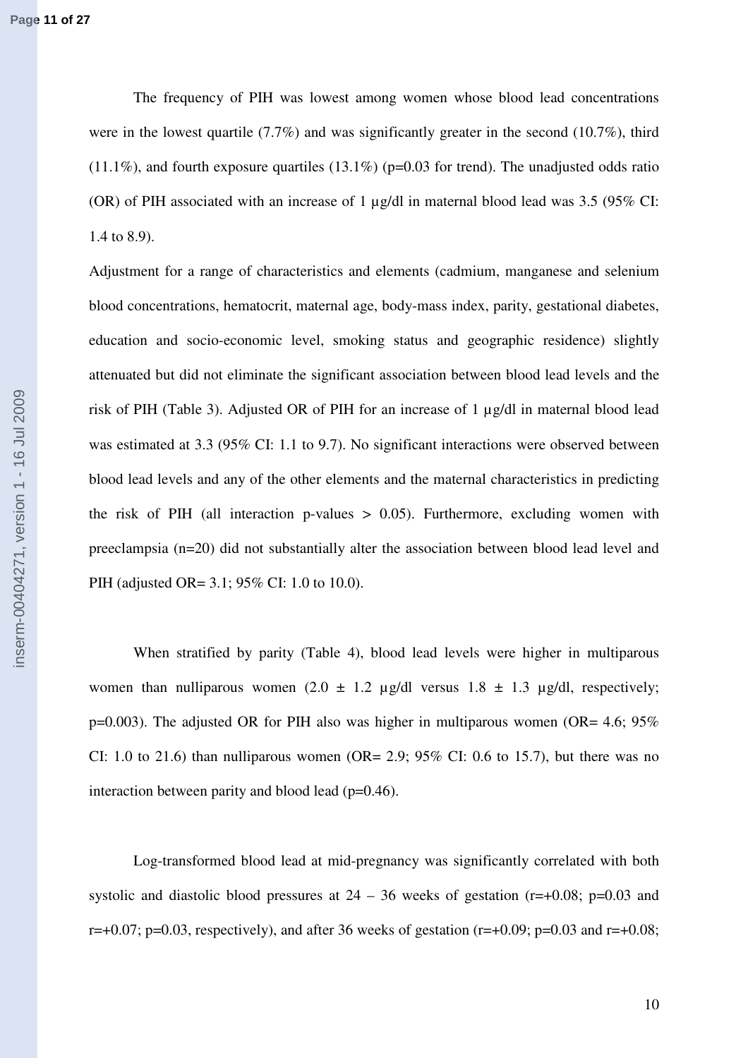The frequency of PIH was lowest among women whose blood lead concentrations were in the lowest quartile (7.7%) and was significantly greater in the second (10.7%), third (11.1%), and fourth exposure quartiles (13.1%) (p=0.03 for trend). The unadjusted odds ratio (OR) of PIH associated with an increase of 1 µg/dl in maternal blood lead was 3.5 (95% CI: 1.4 to 8.9).

Adjustment for a range of characteristics and elements (cadmium, manganese and selenium blood concentrations, hematocrit, maternal age, body-mass index, parity, gestational diabetes, education and socio-economic level, smoking status and geographic residence) slightly attenuated but did not eliminate the significant association between blood lead levels and the risk of PIH (Table 3). Adjusted OR of PIH for an increase of 1 µg/dl in maternal blood lead was estimated at 3.3 (95% CI: 1.1 to 9.7). No significant interactions were observed between blood lead levels and any of the other elements and the maternal characteristics in predicting the risk of PIH (all interaction p-values > 0.05). Furthermore, excluding women with preeclampsia (n=20) did not substantially alter the association between blood lead level and PIH (adjusted OR= 3.1; 95% CI: 1.0 to 10.0).

When stratified by parity (Table 4), blood lead levels were higher in multiparous women than nulliparous women (2.0 ± 1.2 µg/dl versus 1.8 ± 1.3 µg/dl, respectively; p=0.003). The adjusted OR for PIH also was higher in multiparous women (OR= 4.6; 95% CI: 1.0 to 21.6) than nulliparous women (OR= 2.9; 95% CI: 0.6 to 15.7), but there was no interaction between parity and blood lead (p=0.46).

Log-transformed blood lead at mid-pregnancy was significantly correlated with both systolic and diastolic blood pressures at 24 – 36 weeks of gestation (r=+0.08; p=0.03 and r=+0.07; p=0.03, respectively), and after 36 weeks of gestation (r=+0.09; p=0.03 and r=+0.08;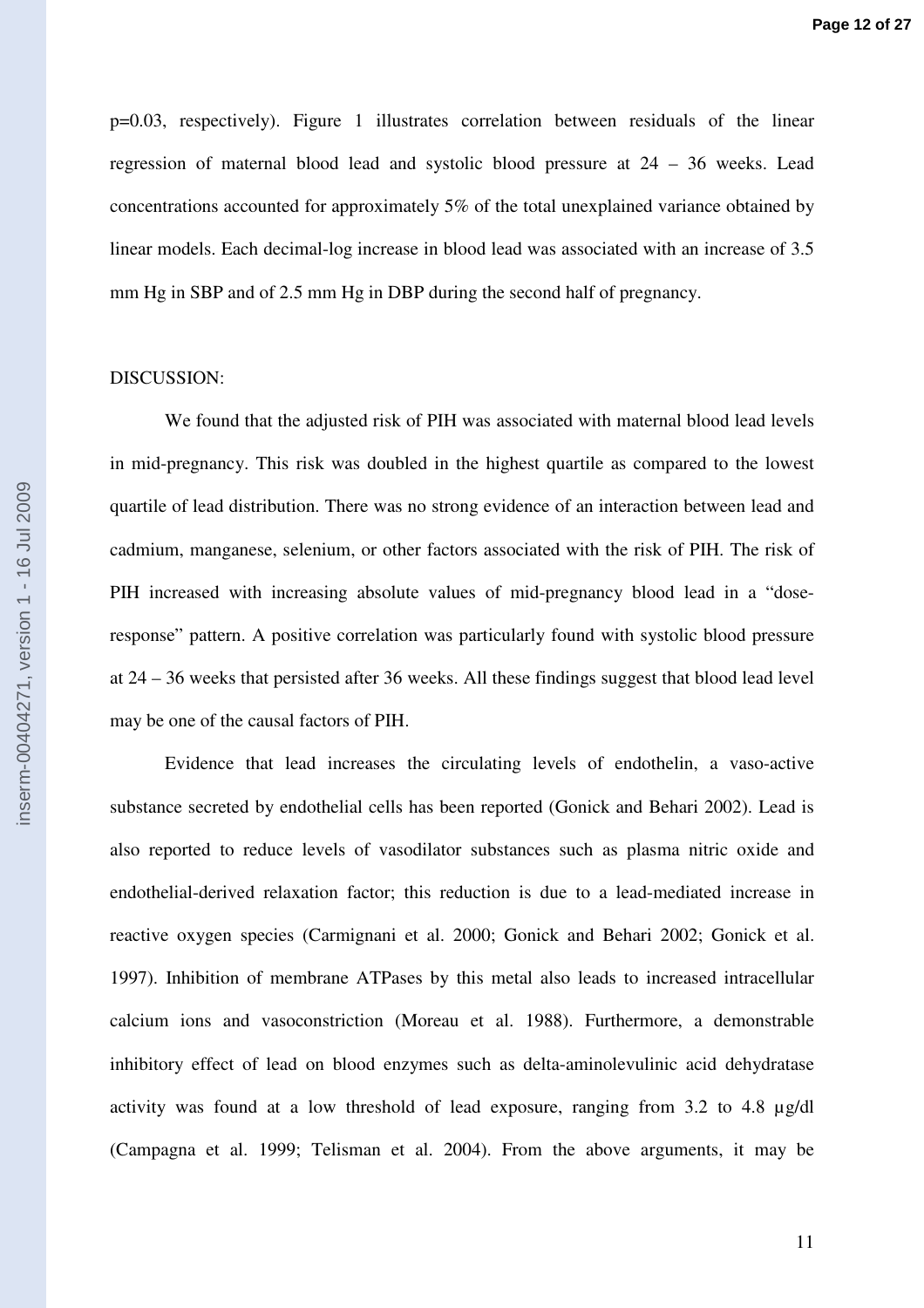p=0.03, respectively). Figure 1 illustrates correlation between residuals of the linear regression of maternal blood lead and systolic blood pressure at 24 – 36 weeks. Lead concentrations accounted for approximately 5% of the total unexplained variance obtained by linear models. Each decimal-log increase in blood lead was associated with an increase of 3.5 mm Hg in SBP and of 2.5 mm Hg in DBP during the second half of pregnancy.

## DISCUSSION:

We found that the adjusted risk of PIH was associated with maternal blood lead levels in mid-pregnancy. This risk was doubled in the highest quartile as compared to the lowest quartile of lead distribution. There was no strong evidence of an interaction between lead and cadmium, manganese, selenium, or other factors associated with the risk of PIH. The risk of PIH increased with increasing absolute values of mid-pregnancy blood lead in a "dose-response" pattern. A positive correlation was particularly found with systolic blood pressure at 24 – 36 weeks that persisted after 36 weeks. All these findings suggest that blood lead level may be one of the causal factors of PIH.

Evidence that lead increases the circulating levels of endothelin, a vaso-active substance secreted by endothelial cells has been reported (Gonick and Behari 2002). Lead is also reported to reduce levels of vasodilator substances such as plasma nitric oxide and endothelial-derived relaxation factor; this reduction is due to a lead-mediated increase in reactive oxygen species (Carmignani et al. 2000; Gonick and Behari 2002; Gonick et al. 1997). Inhibition of membrane ATPases by this metal also leads to increased intracellular calcium ions and vasoconstriction (Moreau et al. 1988). Furthermore, a demonstrable inhibitory effect of lead on blood enzymes such as delta-aminolevulinic acid dehydratase activity was found at a low threshold of lead exposure, ranging from 3.2 to 4.8 µg/dl (Campagna et al. 1999; Telisman et al. 2004). From the above arguments, it may be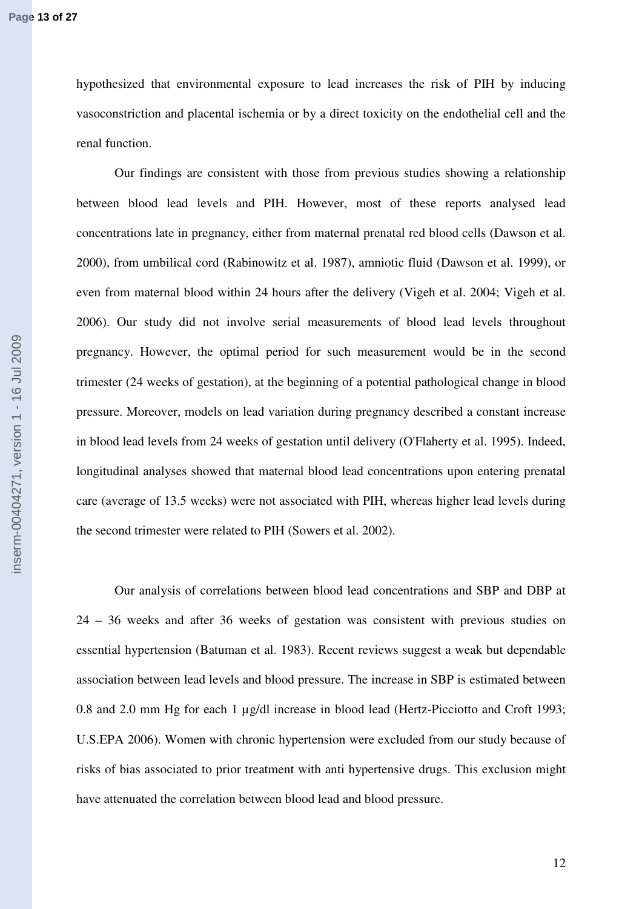hypothesized that environmental exposure to lead increases the risk of PIH by inducing vasoconstriction and placental ischemia or by a direct toxicity on the endothelial cell and the renal function.

Our findings are consistent with those from previous studies showing a relationship between blood lead levels and PIH. However, most of these reports analysed lead concentrations late in pregnancy, either from maternal prenatal red blood cells (Dawson et al. 2000), from umbilical cord (Rabinowitz et al. 1987), amniotic fluid (Dawson et al. 1999), or even from maternal blood within 24 hours after the delivery (Vigeh et al. 2004; Vigeh et al. 2006). Our study did not involve serial measurements of blood lead levels throughout pregnancy. However, the optimal period for such measurement would be in the second trimester (24 weeks of gestation), at the beginning of a potential pathological change in blood pressure. Moreover, models on lead variation during pregnancy described a constant increase in blood lead levels from 24 weeks of gestation until delivery (O'Flaherty et al. 1995). Indeed, longitudinal analyses showed that maternal blood lead concentrations upon entering prenatal care (average of 13.5 weeks) were not associated with PIH, whereas higher lead levels during the second trimester were related to PIH (Sowers et al. 2002).

Our analysis of correlations between blood lead concentrations and SBP and DBP at 24 – 36 weeks and after 36 weeks of gestation was consistent with previous studies on essential hypertension (Batuman et al. 1983). Recent reviews suggest a weak but dependable association between lead levels and blood pressure. The increase in SBP is estimated between 0.8 and 2.0 mm Hg for each 1 µg/dl increase in blood lead (Hertz-Picciotto and Croft 1993; U.S.EPA 2006). Women with chronic hypertension were excluded from our study because of risks of bias associated to prior treatment with anti hypertensive drugs. This exclusion might have attenuated the correlation between blood lead and blood pressure.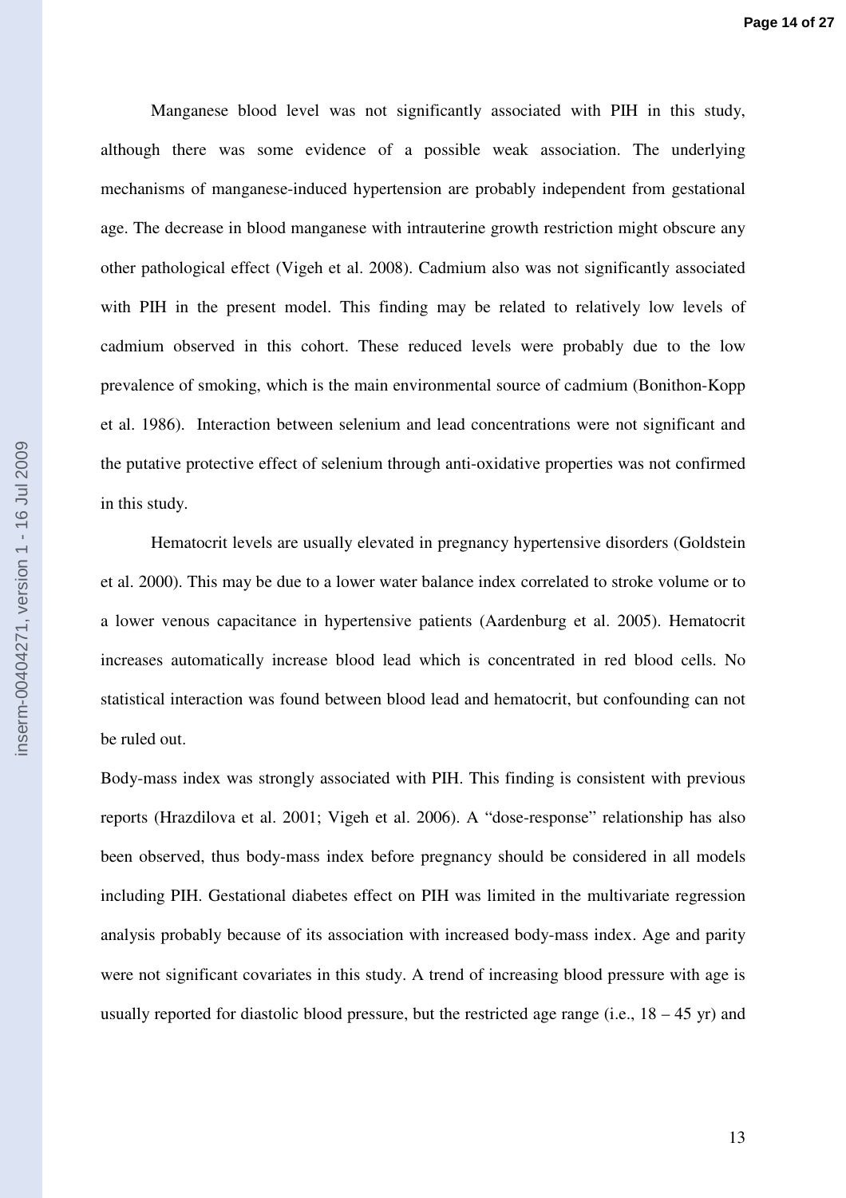Manganese blood level was not significantly associated with PIH in this study, although there was some evidence of a possible weak association. The underlying mechanisms of manganese-induced hypertension are probably independent from gestational age. The decrease in blood manganese with intrauterine growth restriction might obscure any other pathological effect (Vigeh et al. 2008). Cadmium also was not significantly associated with PIH in the present model. This finding may be related to relatively low levels of cadmium observed in this cohort. These reduced levels were probably due to the low prevalence of smoking, which is the main environmental source of cadmium (Bonithon-Kopp et al. 1986). Interaction between selenium and lead concentrations were not significant and the putative protective effect of selenium through anti-oxidative properties was not confirmed in this study.

Hematocrit levels are usually elevated in pregnancy hypertensive disorders (Goldstein et al. 2000). This may be due to a lower water balance index correlated to stroke volume or to a lower venous capacitance in hypertensive patients (Aardenburg et al. 2005). Hematocrit increases automatically increase blood lead which is concentrated in red blood cells. No statistical interaction was found between blood lead and hematocrit, but confounding can not be ruled out.

Body-mass index was strongly associated with PIH. This finding is consistent with previous reports (Hrazdilova et al. 2001; Vigeh et al. 2006). A "dose-response" relationship has also been observed, thus body-mass index before pregnancy should be considered in all models including PIH. Gestational diabetes effect on PIH was limited in the multivariate regression analysis probably because of its association with increased body-mass index. Age and parity were not significant covariates in this study. A trend of increasing blood pressure with age is usually reported for diastolic blood pressure, but the restricted age range (i.e., 18 – 45 yr) and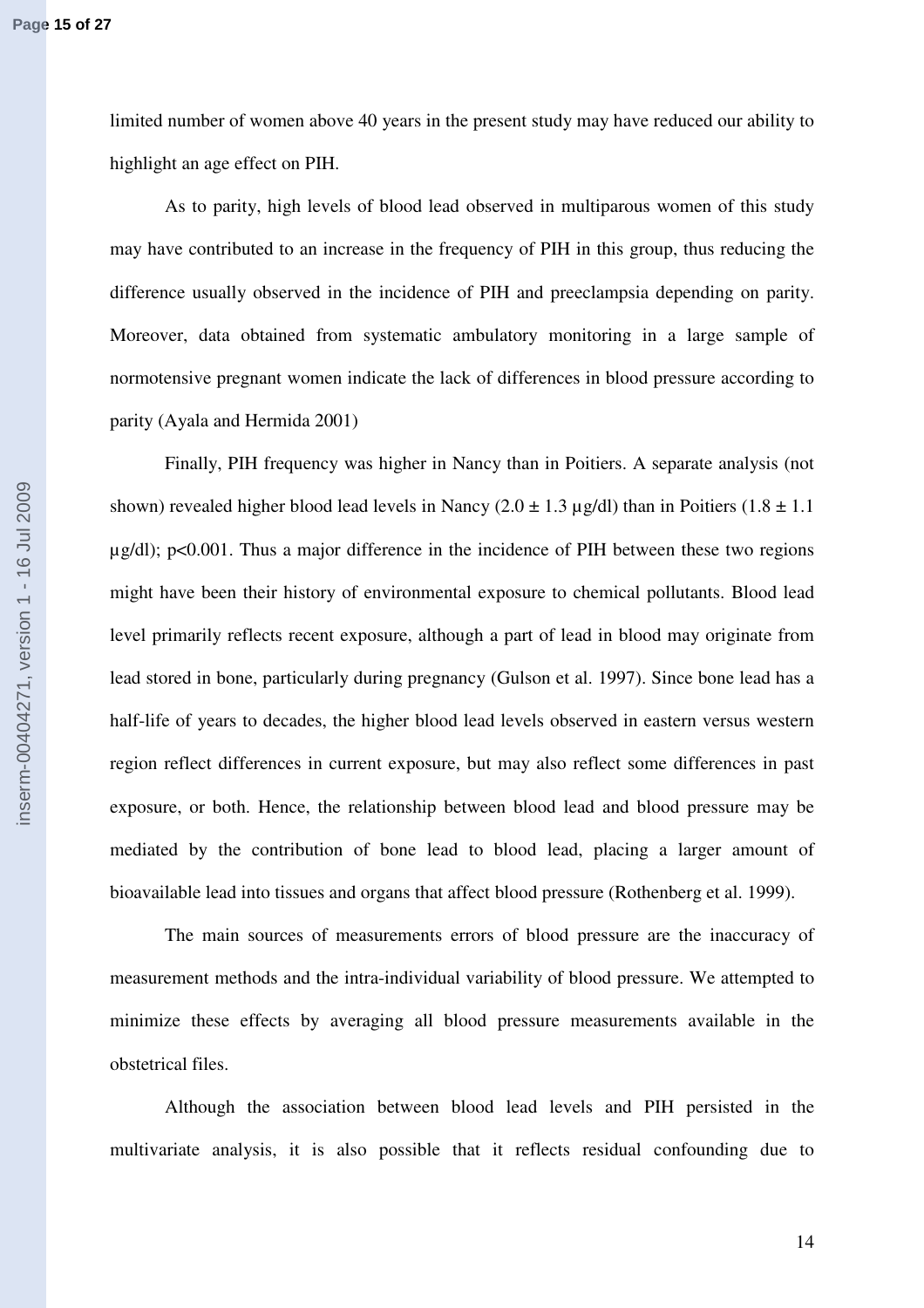limited number of women above 40 years in the present study may have reduced our ability to highlight an age effect on PIH.

As to parity, high levels of blood lead observed in multiparous women of this study may have contributed to an increase in the frequency of PIH in this group, thus reducing the difference usually observed in the incidence of PIH and preeclampsia depending on parity. Moreover, data obtained from systematic ambulatory monitoring in a large sample of normotensive pregnant women indicate the lack of differences in blood pressure according to parity (Ayala and Hermida 2001)

Finally, PIH frequency was higher in Nancy than in Poitiers. A separate analysis (not shown) revealed higher blood lead levels in Nancy ($2.0 \pm 1.3$ µg/dl) than in Poitiers ($1.8 \pm 1.1$ µg/dl); $p<0.001$. Thus a major difference in the incidence of PIH between these two regions might have been their history of environmental exposure to chemical pollutants. Blood lead level primarily reflects recent exposure, although a part of lead in blood may originate from lead stored in bone, particularly during pregnancy (Gulson et al. 1997). Since bone lead has a half-life of years to decades, the higher blood lead levels observed in eastern versus western region reflect differences in current exposure, but may also reflect some differences in past exposure, or both. Hence, the relationship between blood lead and blood pressure may be mediated by the contribution of bone lead to blood lead, placing a larger amount of bioavailable lead into tissues and organs that affect blood pressure (Rothenberg et al. 1999).

The main sources of measurements errors of blood pressure are the inaccuracy of measurement methods and the intra-individual variability of blood pressure. We attempted to minimize these effects by averaging all blood pressure measurements available in the obstetrical files.

Although the association between blood lead levels and PIH persisted in the multivariate analysis, it is also possible that it reflects residual confounding due to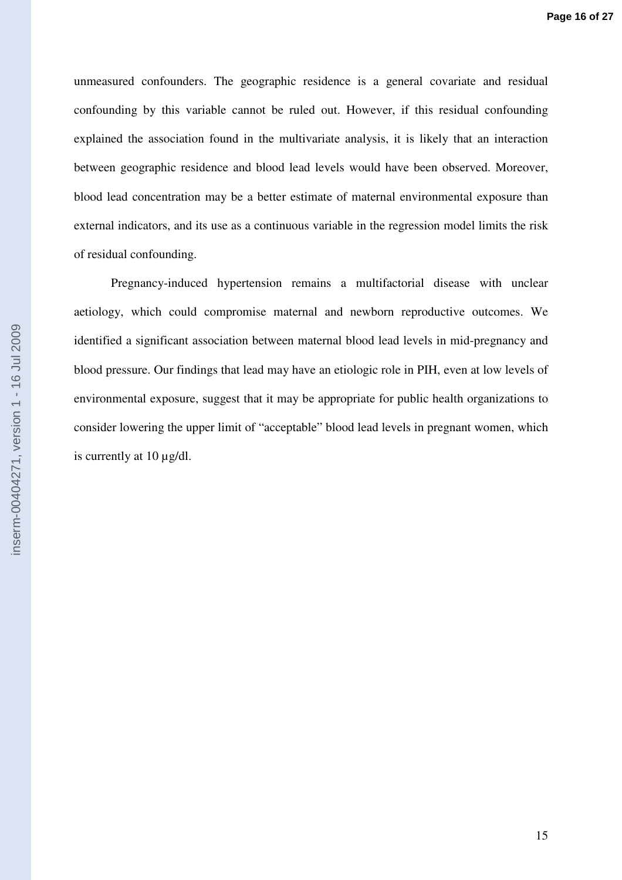unmeasured confounders. The geographic residence is a general covariate and residual confounding by this variable cannot be ruled out. However, if this residual confounding explained the association found in the multivariate analysis, it is likely that an interaction between geographic residence and blood lead levels would have been observed. Moreover, blood lead concentration may be a better estimate of maternal environmental exposure than external indicators, and its use as a continuous variable in the regression model limits the risk of residual confounding.

Pregnancy-induced hypertension remains a multifactorial disease with unclear aetiology, which could compromise maternal and newborn reproductive outcomes. We identified a significant association between maternal blood lead levels in mid-pregnancy and blood pressure. Our findings that lead may have an etiologic role in PIH, even at low levels of environmental exposure, suggest that it may be appropriate for public health organizations to consider lowering the upper limit of "acceptable" blood lead levels in pregnant women, which is currently at 10 µg/dl.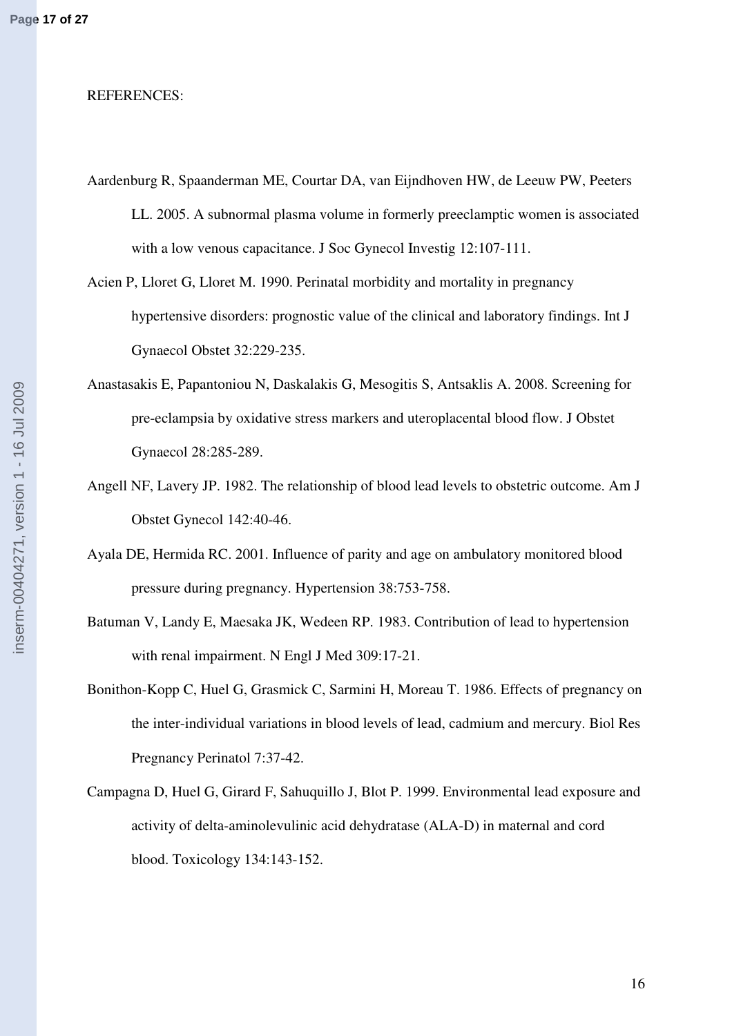REFERENCES:

Aardenburg R, Spaanderman ME, Courtar DA, van Eijndhoven HW, de Leeuw PW, Peeters LL. 2005. A subnormal plasma volume in formerly preeclamptic women is associated with a low venous capacitance. J Soc Gynecol Investig 12:107-111.

Acien P, Lloret G, Lloret M. 1990. Perinatal morbidity and mortality in pregnancy hypertensive disorders: prognostic value of the clinical and laboratory findings. Int J Gynaecol Obstet 32:229-235.

Anastasakis E, Papantoniou N, Daskalakis G, Mesogitis S, Antsaklis A. 2008. Screening for pre-eclampsia by oxidative stress markers and uteroplacental blood flow. J Obstet Gynaecol 28:285-289.

Angell NF, Lavery JP. 1982. The relationship of blood lead levels to obstetric outcome. Am J Obstet Gynecol 142:40-46.

Ayala DE, Hermida RC. 2001. Influence of parity and age on ambulatory monitored blood pressure during pregnancy. Hypertension 38:753-758.

Batuman V, Landy E, Maesaka JK, Wedeen RP. 1983. Contribution of lead to hypertension with renal impairment. N Engl J Med 309:17-21.

Bonithon-Kopp C, Huel G, Grasmick C, Sarmini H, Moreau T. 1986. Effects of pregnancy on the inter-individual variations in blood levels of lead, cadmium and mercury. Biol Res Pregnancy Perinatol 7:37-42.

Campagna D, Huel G, Girard F, Sahuquillo J, Blot P. 1999. Environmental lead exposure and activity of delta-aminolevulinic acid dehydratase (ALA-D) in maternal and cord blood. Toxicology 134:143-152.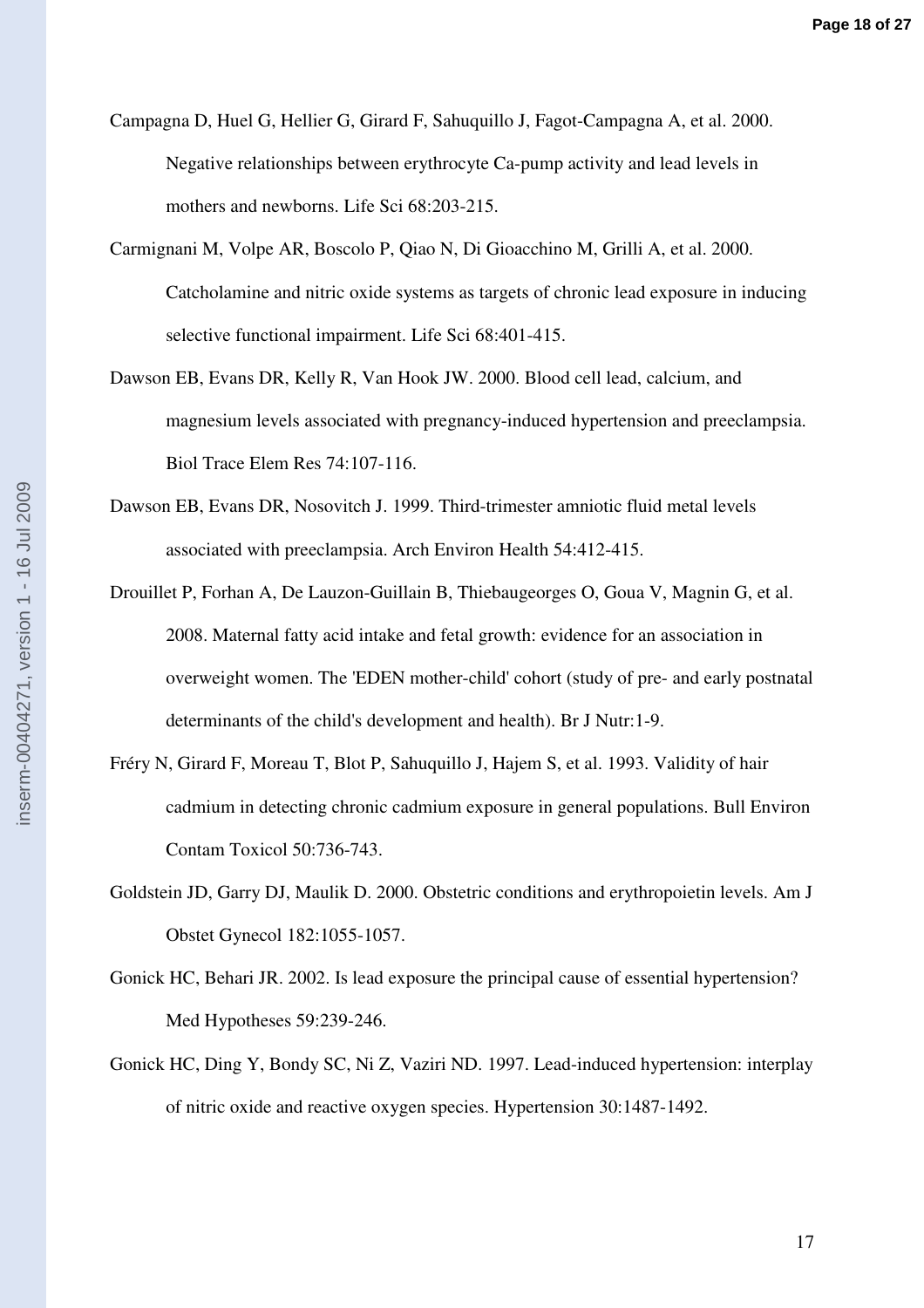Campagna D, Huel G, Hellier G, Girard F, Sahuquillo J, Fagot-Campagna A, et al. 2000. Negative relationships between erythrocyte Ca-pump activity and lead levels in mothers and newborns. Life Sci 68:203-215.

Carmignani M, Volpe AR, Boscolo P, Qiao N, Di Gioacchino M, Grilli A, et al. 2000. Catcholamine and nitric oxide systems as targets of chronic lead exposure in inducing selective functional impairment. Life Sci 68:401-415.

Dawson EB, Evans DR, Kelly R, Van Hook JW. 2000. Blood cell lead, calcium, and magnesium levels associated with pregnancy-induced hypertension and preeclampsia. Biol Trace Elem Res 74:107-116.

Dawson EB, Evans DR, Nosovitch J. 1999. Third-trimester amniotic fluid metal levels associated with preeclampsia. Arch Environ Health 54:412-415.

Drouillet P, Forhan A, De Lauzon-Guillain B, Thiebaugeorges O, Goua V, Magnin G, et al. 2008. Maternal fatty acid intake and fetal growth: evidence for an association in overweight women. The 'EDEN mother-child' cohort (study of pre- and early postnatal determinants of the child's development and health). Br J Nutr:1-9.

Fréry N, Girard F, Moreau T, Blot P, Sahuquillo J, Hajem S, et al. 1993. Validity of hair cadmium in detecting chronic cadmium exposure in general populations. Bull Environ Contam Toxicol 50:736-743.

Goldstein JD, Garry DJ, Maulik D. 2000. Obstetric conditions and erythropoietin levels. Am J Obstet Gynecol 182:1055-1057.

Gonick HC, Behari JR. 2002. Is lead exposure the principal cause of essential hypertension? Med Hypotheses 59:239-246.

Gonick HC, Ding Y, Bondy SC, Ni Z, Vaziri ND. 1997. Lead-induced hypertension: interplay of nitric oxide and reactive oxygen species. Hypertension 30:1487-1492.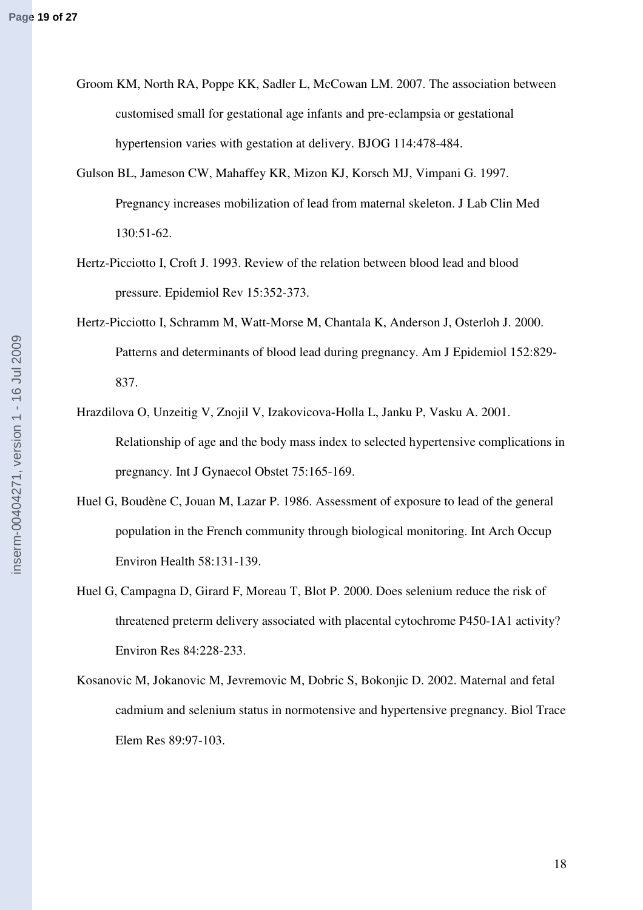Groom KM, North RA, Poppe KK, Sadler L, McCowan LM. 2007. The association between customised small for gestational age infants and pre-eclampsia or gestational hypertension varies with gestation at delivery. BJOG 114:478-484.

Gulson BL, Jameson CW, Mahaffey KR, Mizon KJ, Korsch MJ, Vimpani G. 1997. Pregnancy increases mobilization of lead from maternal skeleton. J Lab Clin Med 130:51-62.

Hertz-Picciotto I, Croft J. 1993. Review of the relation between blood lead and blood pressure. Epidemiol Rev 15:352-373.

Hertz-Picciotto I, Schramm M, Watt-Morse M, Chantala K, Anderson J, Osterloh J. 2000. Patterns and determinants of blood lead during pregnancy. Am J Epidemiol 152:829-837.

Hrazdilova O, Unzeitig V, Znojil V, Izakovicova-Holla L, Janku P, Vasku A. 2001. Relationship of age and the body mass index to selected hypertensive complications in pregnancy. Int J Gynaecol Obstet 75:165-169.

Huel G, Boudène C, Jouan M, Lazar P. 1986. Assessment of exposure to lead of the general population in the French community through biological monitoring. Int Arch Occup Environ Health 58:131-139.

Huel G, Campagna D, Girard F, Moreau T, Blot P. 2000. Does selenium reduce the risk of threatened preterm delivery associated with placental cytochrome P450-1A1 activity? Environ Res 84:228-233.

Kosanovic M, Jokanovic M, Jevremovic M, Dobric S, Bokonjic D. 2002. Maternal and fetal cadmium and selenium status in normotensive and hypertensive pregnancy. Biol Trace Elem Res 89:97-103.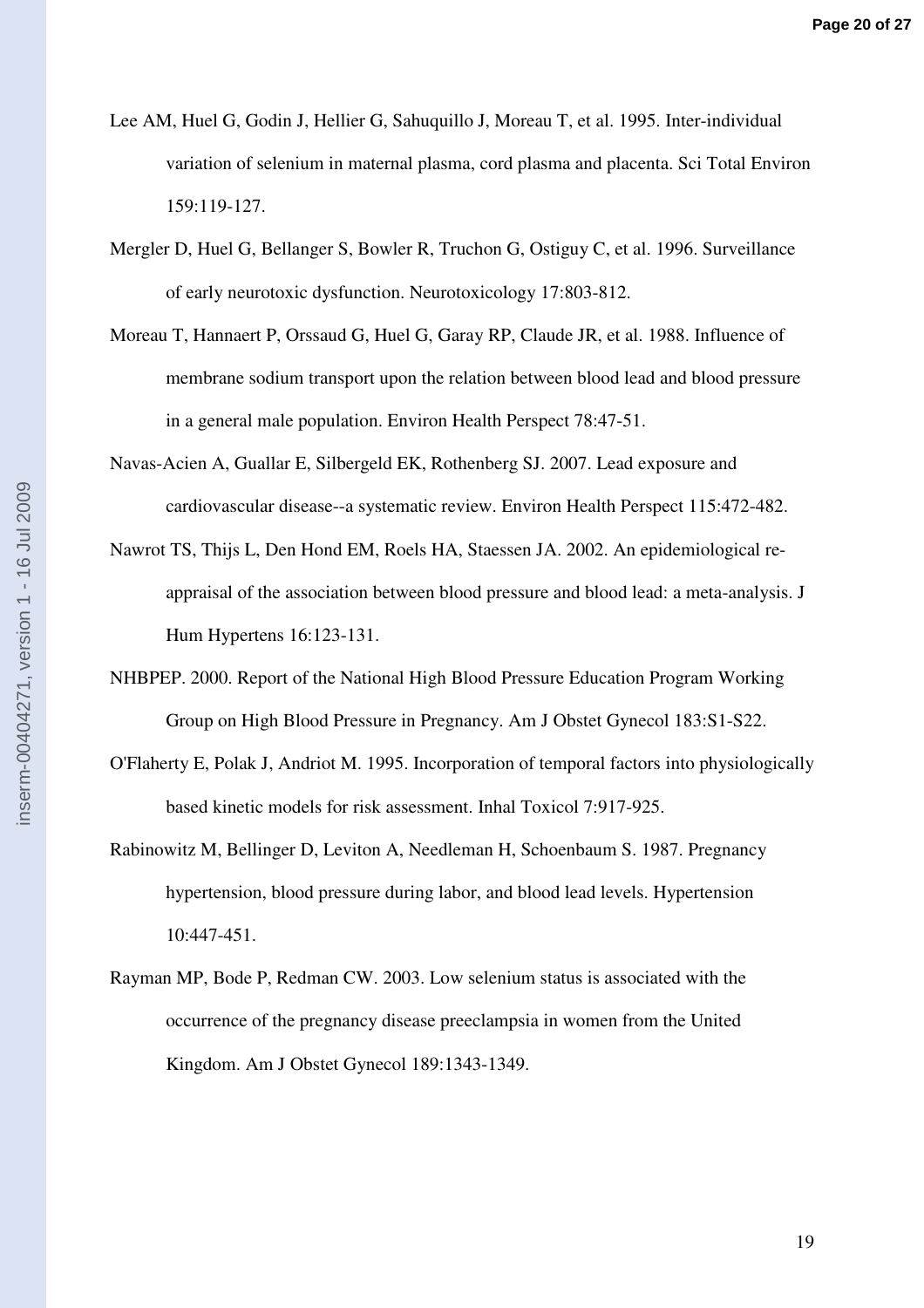Lee AM, Huel G, Godin J, Hellier G, Sahuquillo J, Moreau T, et al. 1995. Inter-individual variation of selenium in maternal plasma, cord plasma and placenta. Sci Total Environ 159:119-127.

Mergler D, Huel G, Bellanger S, Bowler R, Truchon G, Ostiguy C, et al. 1996. Surveillance of early neurotoxic dysfunction. Neurotoxicology 17:803-812.

Moreau T, Hannaert P, Orssaud G, Huel G, Garay RP, Claude JR, et al. 1988. Influence of membrane sodium transport upon the relation between blood lead and blood pressure in a general male population. Environ Health Perspect 78:47-51.

Navas-Acien A, Guallar E, Silbergeld EK, Rothenberg SJ. 2007. Lead exposure and cardiovascular disease--a systematic review. Environ Health Perspect 115:472-482.

Nawrot TS, Thijs L, Den Hond EM, Roels HA, Staessen JA. 2002. An epidemiological re-appraisal of the association between blood pressure and blood lead: a meta-analysis. J Hum Hypertens 16:123-131.

NHBPEP. 2000. Report of the National High Blood Pressure Education Program Working Group on High Blood Pressure in Pregnancy. Am J Obstet Gynecol 183:S1-S22.

O'Flaherty E, Polak J, Andriot M. 1995. Incorporation of temporal factors into physiologically based kinetic models for risk assessment. Inhal Toxicol 7:917-925.

Rabinowitz M, Bellinger D, Leviton A, Needleman H, Schoenbaum S. 1987. Pregnancy hypertension, blood pressure during labor, and blood lead levels. Hypertension 10:447-451.

Rayman MP, Bode P, Redman CW. 2003. Low selenium status is associated with the occurrence of the pregnancy disease preeclampsia in women from the United Kingdom. Am J Obstet Gynecol 189:1343-1349.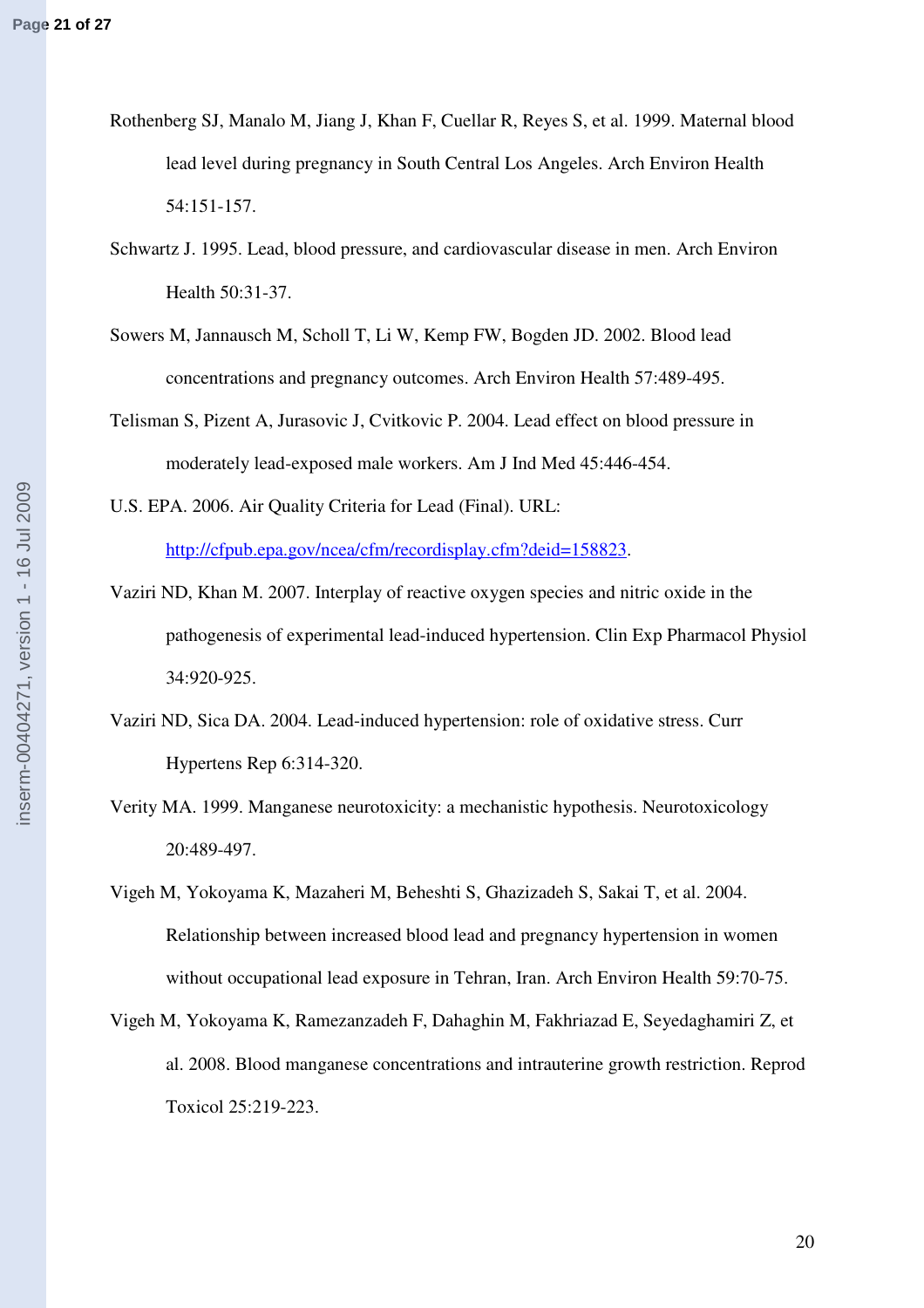Rothenberg SJ, Manalo M, Jiang J, Khan F, Cuellar R, Reyes S, et al. 1999. Maternal blood lead level during pregnancy in South Central Los Angeles. Arch Environ Health 54:151-157.

Schwartz J. 1995. Lead, blood pressure, and cardiovascular disease in men. Arch Environ Health 50:31-37.

Sowers M, Jannausch M, Scholl T, Li W, Kemp FW, Bogden JD. 2002. Blood lead concentrations and pregnancy outcomes. Arch Environ Health 57:489-495.

Telisman S, Pizent A, Jurasovic J, Cvitkovic P. 2004. Lead effect on blood pressure in moderately lead-exposed male workers. Am J Ind Med 45:446-454.

U.S. EPA. 2006. Air Quality Criteria for Lead (Final). URL: http://cfpub.epa.gov/ncea/cfm/recordisplay.cfm?deid=158823.

Vaziri ND, Khan M. 2007. Interplay of reactive oxygen species and nitric oxide in the pathogenesis of experimental lead-induced hypertension. Clin Exp Pharmacol Physiol 34:920-925.

Vaziri ND, Sica DA. 2004. Lead-induced hypertension: role of oxidative stress. Curr Hypertens Rep 6:314-320.

Verity MA. 1999. Manganese neurotoxicity: a mechanistic hypothesis. Neurotoxicology 20:489-497.

Vigeh M, Yokoyama K, Mazaheri M, Beheshti S, Ghazizadeh S, Sakai T, et al. 2004. Relationship between increased blood lead and pregnancy hypertension in women without occupational lead exposure in Tehran, Iran. Arch Environ Health 59:70-75.

Vigeh M, Yokoyama K, Ramezanzadeh F, Dahaghin M, Fakhriazad E, Seyedaghamiri Z, et al. 2008. Blood manganese concentrations and intrauterine growth restriction. Reprod Toxicol 25:219-223.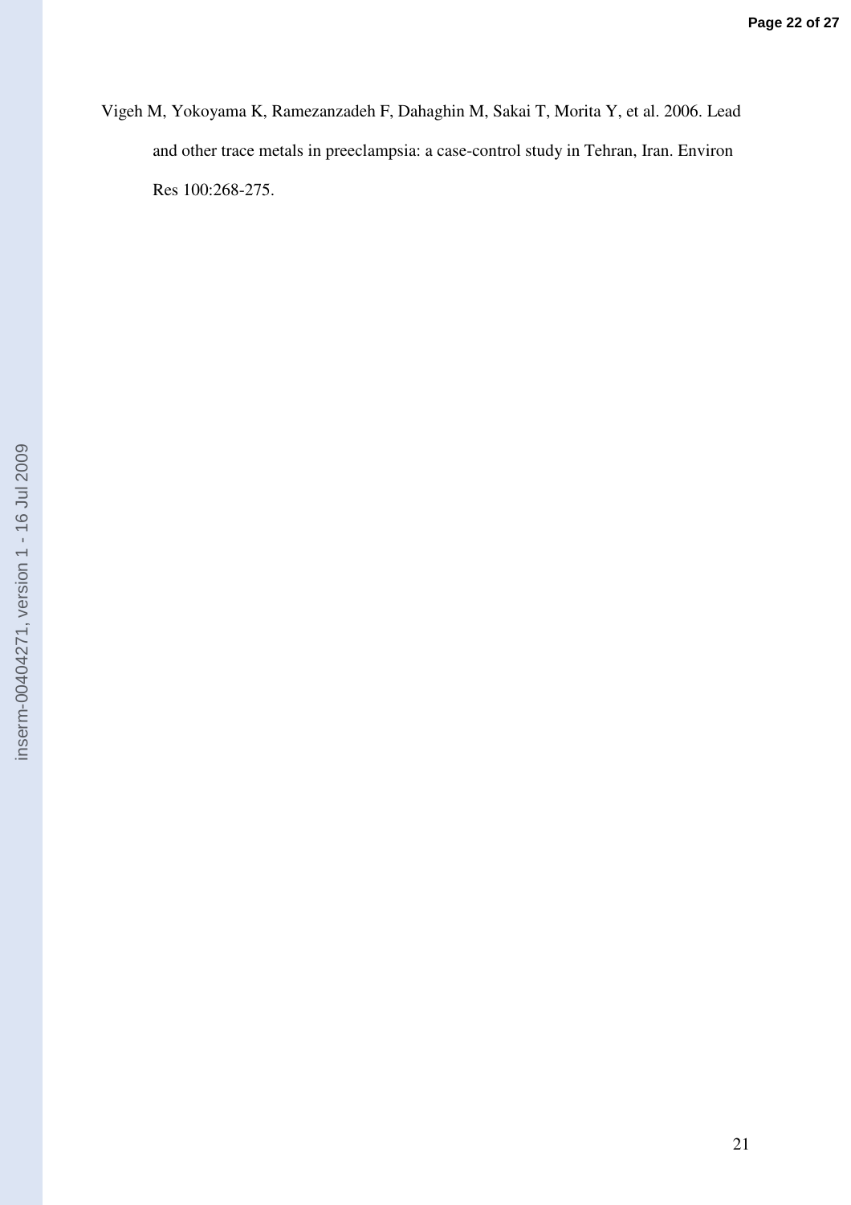Vigeh M, Yokoyama K, Ramezanzadeh F, Dahaghin M, Sakai T, Morita Y, et al. 2006. Lead and other trace metals in preeclampsia: a case-control study in Tehran, Iran. Environ Res 100:268-275.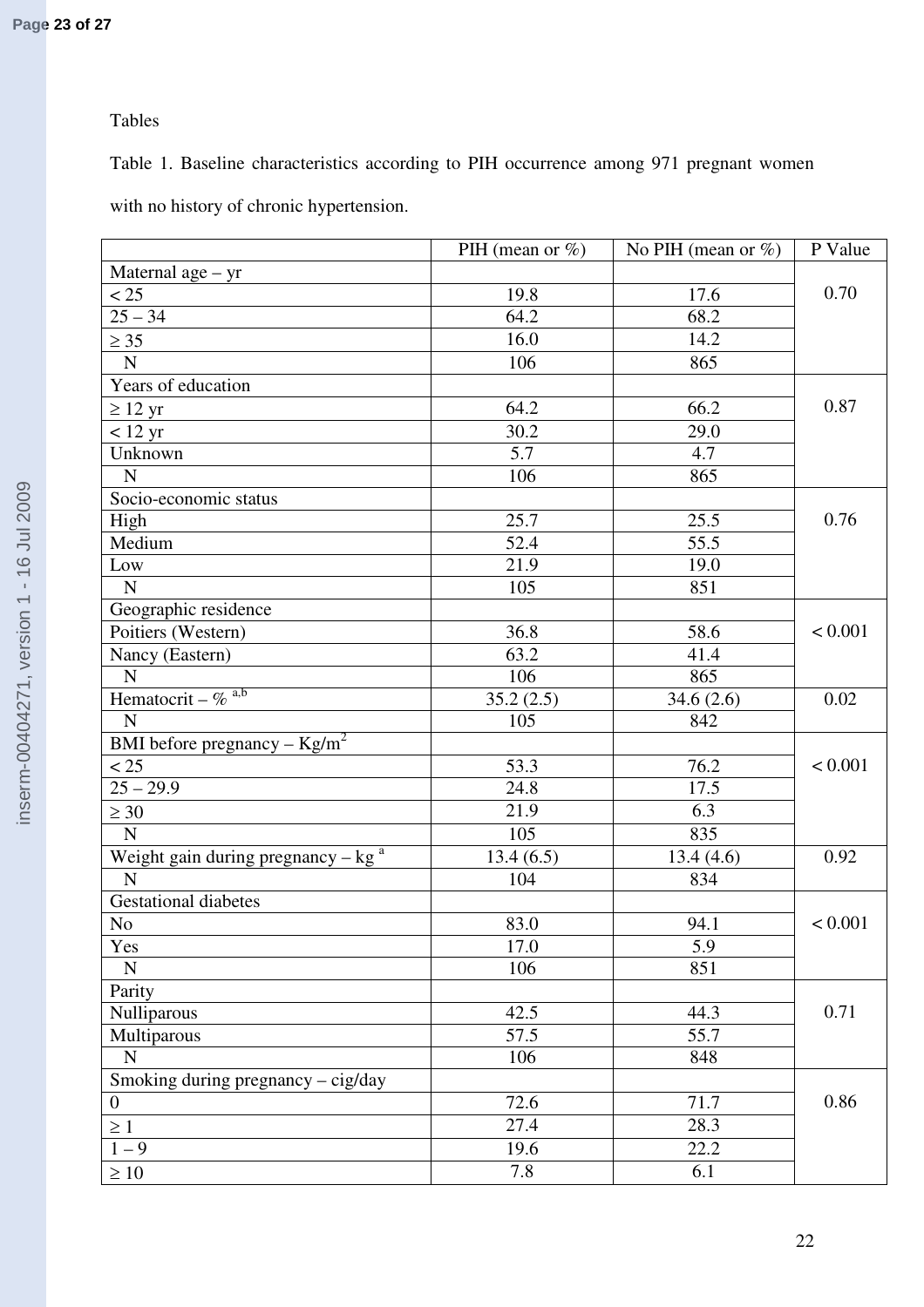Tables

Table 1. Baseline characteristics according to PIH occurrence among 971 pregnant women with no history of chronic hypertension.

| | PIH (mean or %) | No PIH (mean or %) | P Value |
|---|---|---|---|
| Maternal age – yr | | | |
| < 25 | 19.8 | 17.6 | 0.70 |
| 25 – 34 | 64.2 | 68.2 | |
| ≥ 35 | 16.0 | 14.2 | |
| N | 106 | 865 | |
| Years of education | | | |
| ≥ 12 yr | 64.2 | 66.2 | 0.87 |
| < 12 yr | 30.2 | 29.0 | |
| Unknown | 5.7 | 4.7 | |
| N | 106 | 865 | |
| Socio-economic status | | | |
| High | 25.7 | 25.5 | 0.76 |
| Medium | 52.4 | 55.5 | |
| Low | 21.9 | 19.0 | |
| N | 105 | 851 | |
| Geographic residence | | | |
| Poitiers (Western) | 36.8 | 58.6 | < 0.001 |
| Nancy (Eastern) | 63.2 | 41.4 | |
| N | 106 | 865 | |
| Hematocrit – % [a,b] | 35.2 (2.5) | 34.6 (2.6) | 0.02 |
| N | 105 | 842 | |
| BMI before pregnancy – Kg/m$^2$ | | | |
| < 25 | 53.3 | 76.2 | < 0.001 |
| 25 – 29.9 | 24.8 | 17.5 | |
| ≥ 30 | 21.9 | 6.3 | |
| N | 105 | 835 | |
| Weight gain during pregnancy – kg [a] | 13.4 (6.5) | 13.4 (4.6) | 0.92 |
| N | 104 | 834 | |
| Gestational diabetes | | | |
| No | 83.0 | 94.1 | < 0.001 |
| Yes | 17.0 | 5.9 | |
| N | 106 | 851 | |
| Parity | | | |
| Nulliparous | 42.5 | 44.3 | 0.71 |
| Multiparous | 57.5 | 55.7 | |
| N | 106 | 848 | |
| Smoking during pregnancy – cig/day | | | |
| 0 | 72.6 | 71.7 | 0.86 |
| ≥ 1 | 27.4 | 28.3 | |
| 1 – 9 | 19.6 | 22.2 | |
| ≥ 10 | 7.8 | 6.1 | |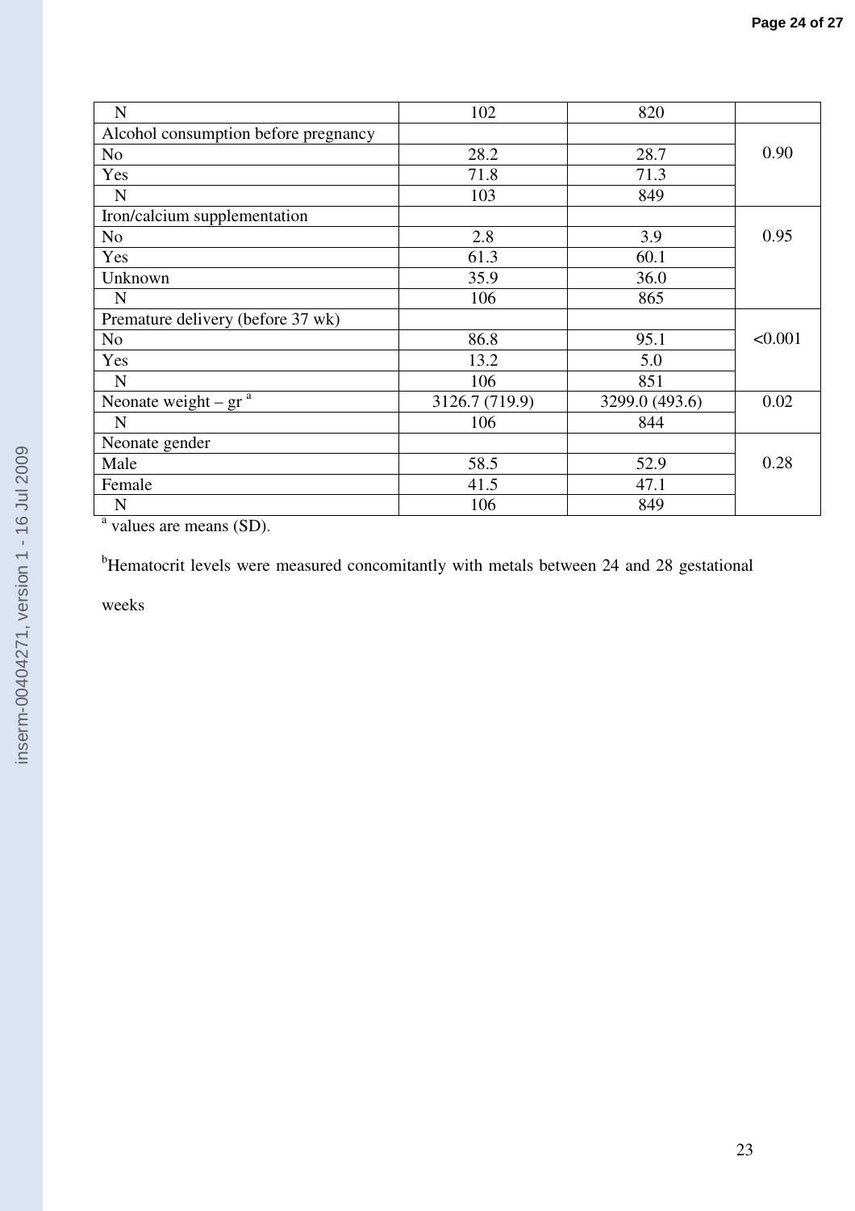| | | | |
|---|---|---|---|
| N | 102 | 820 | |
| Alcohol consumption before pregnancy | | | 0.90 |
| No | 28.2 | 28.7 | |
| Yes | 71.8 | 71.3 | |
| N | 103 | 849 | |
| Iron/calcium supplementation | | | 0.95 |
| No | 2.8 | 3.9 | |
| Yes | 61.3 | 60.1 | |
| Unknown | 35.9 | 36.0 | |
| N | 106 | 865 | |
| Premature delivery (before 37 wk) | | | <0.001 |
| No | 86.8 | 95.1 | |
| Yes | 13.2 | 5.0 | |
| N | 106 | 851 | |
| Neonate weight – gr [a] | 3126.7 (719.9) | 3299.0 (493.6) | 0.02 |
| N | 106 | 844 | |
| Neonate gender | | | 0.28 |
| Male | 58.5 | 52.9 | |
| Female | 41.5 | 47.1 | |
| N | 106 | 849 | |

[a] values are means (SD).

[b]Hematocrit levels were measured concomitantly with metals between 24 and 28 gestational weeks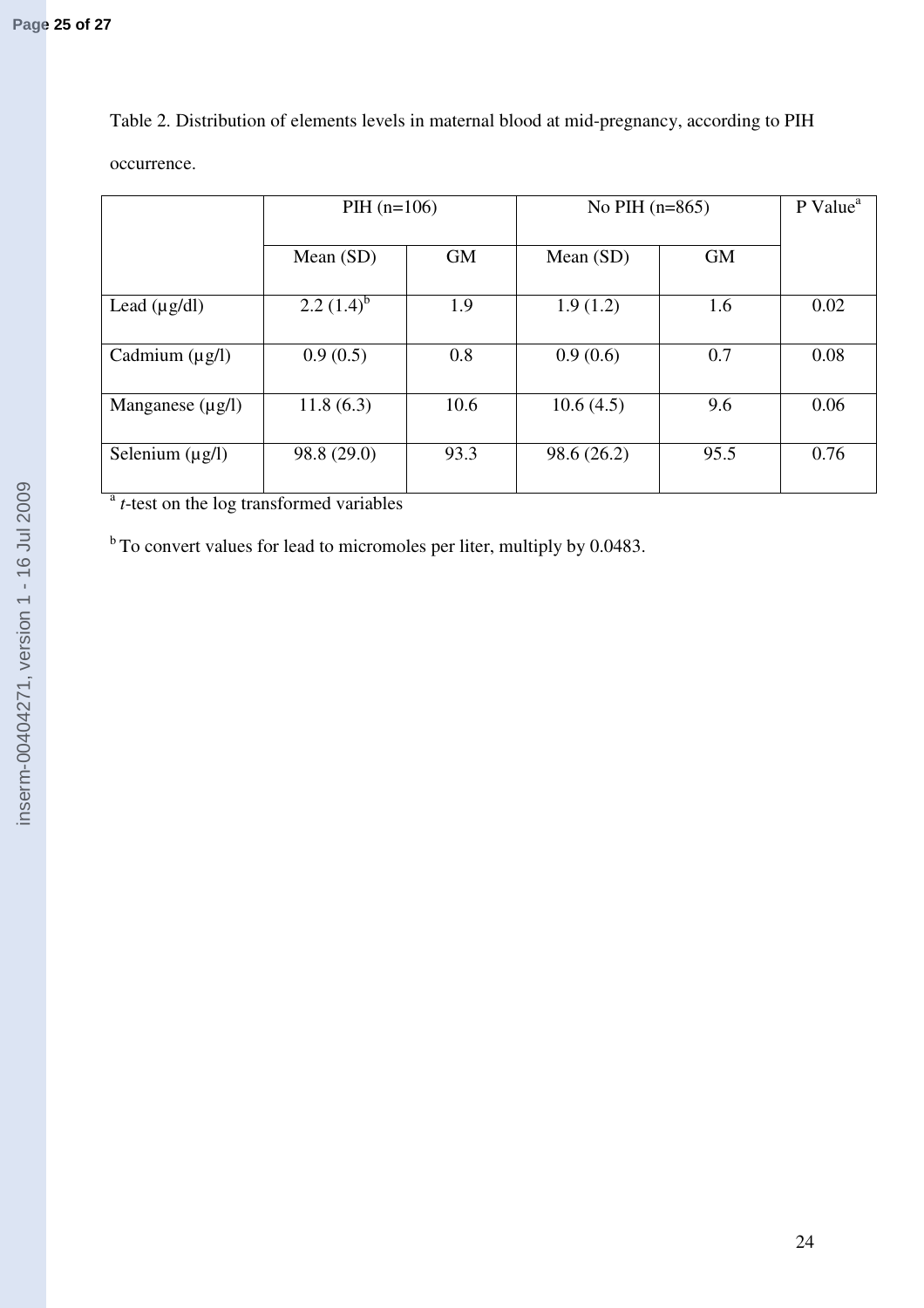Table 2. Distribution of elements levels in maternal blood at mid-pregnancy, according to PIH occurrence.

| | PIH (n=106) | | No PIH (n=865) | | P Value[a] |
|---|---|---|---|---|---|
| | Mean (SD) | GM | Mean (SD) | GM | |
| Lead (µg/dl) | 2.2 (1.4)[b] | 1.9 | 1.9 (1.2) | 1.6 | 0.02 |
| Cadmium (µg/l) | 0.9 (0.5) | 0.8 | 0.9 (0.6) | 0.7 | 0.08 |
| Manganese (µg/l) | 11.8 (6.3) | 10.6 | 10.6 (4.5) | 9.6 | 0.06 |
| Selenium (µg/l) | 98.8 (29.0) | 93.3 | 98.6 (26.2) | 95.5 | 0.76 |

[a] *t*-test on the log transformed variables

[b] To convert values for lead to micromoles per liter, multiply by 0.0483.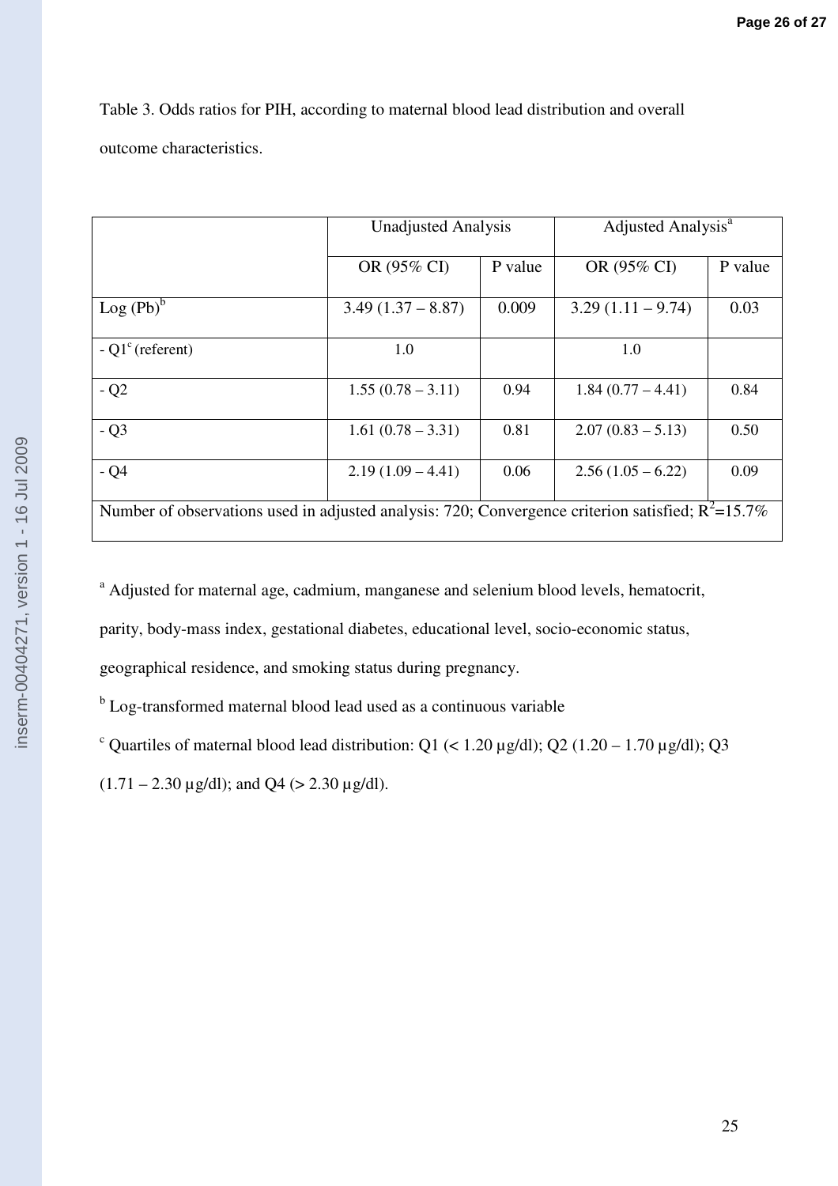Table 3. Odds ratios for PIH, according to maternal blood lead distribution and overall outcome characteristics.

| | Unadjusted Analysis | | Adjusted Analysis[a] | |
|---|---|---|---|---|
| | OR (95% CI) | P value | OR (95% CI) | P value |
| Log (Pb)[b] | 3.49 (1.37 – 8.87) | 0.009 | 3.29 (1.11 – 9.74) | 0.03 |
| - Q1[c] (referent) | 1.0 | | 1.0 | |
| - Q2 | 1.55 (0.78 – 3.11) | 0.94 | 1.84 (0.77 – 4.41) | 0.84 |
| - Q3 | 1.61 (0.78 – 3.31) | 0.81 | 2.07 (0.83 – 5.13) | 0.50 |
| - Q4 | 2.19 (1.09 – 4.41) | 0.06 | 2.56 (1.05 – 6.22) | 0.09 |
| Number of observations used in adjusted analysis: 720; Convergence criterion satisfied; $R^2$=15.7% | | | | |

[a] Adjusted for maternal age, cadmium, manganese and selenium blood levels, hematocrit, parity, body-mass index, gestational diabetes, educational level, socio-economic status, geographical residence, and smoking status during pregnancy.

[b] Log-transformed maternal blood lead used as a continuous variable

[c] Quartiles of maternal blood lead distribution: Q1 (< 1.20 µg/dl); Q2 (1.20 – 1.70 µg/dl); Q3 (1.71 – 2.30 µg/dl); and Q4 (> 2.30 µg/dl).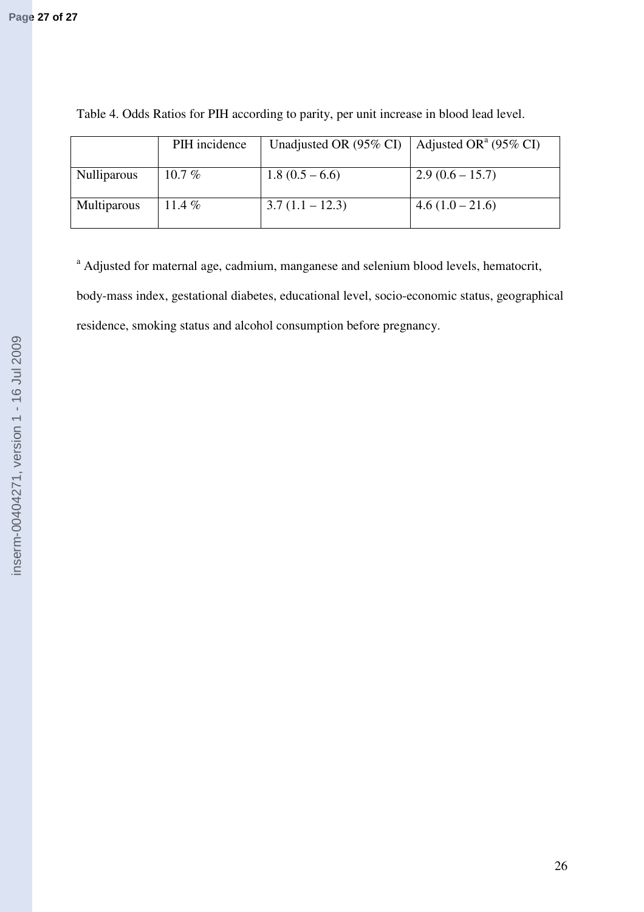Table 4. Odds Ratios for PIH according to parity, per unit increase in blood lead level.

| | PIH incidence | Unadjusted OR (95% CI) | Adjusted OR[a] (95% CI) |
|---|---|---|---|
| Nulliparous | 10.7 % | 1.8 (0.5 – 6.6) | 2.9 (0.6 – 15.7) |
| Multiparous | 11.4 % | 3.7 (1.1 – 12.3) | 4.6 (1.0 – 21.6) |

[a] Adjusted for maternal age, cadmium, manganese and selenium blood levels, hematocrit, body-mass index, gestational diabetes, educational level, socio-economic status, geographical residence, smoking status and alcohol consumption before pregnancy.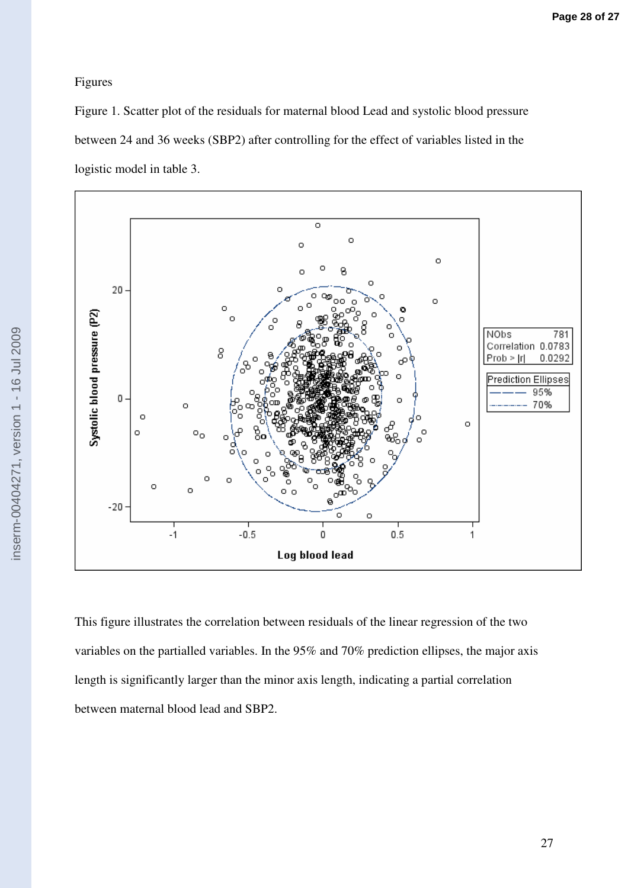Figures

Figure 1. Scatter plot of the residuals for maternal blood Lead and systolic blood pressure between 24 and 36 weeks (SBP2) after controlling for the effect of variables listed in the logistic model in table 3.

Systolic blood pressure (P2)

20

0

-20

-1

-0.5

0

0.5

1

Log blood lead

NObs 781

Correlation 0.0783

Prob > |r| 0.0292

Prediction Ellipses

95%

70%

This figure illustrates the correlation between residuals of the linear regression of the two variables on the partialled variables. In the 95% and 70% prediction ellipses, the major axis length is significantly larger than the minor axis length, indicating a partial correlation between maternal blood lead and SBP2.